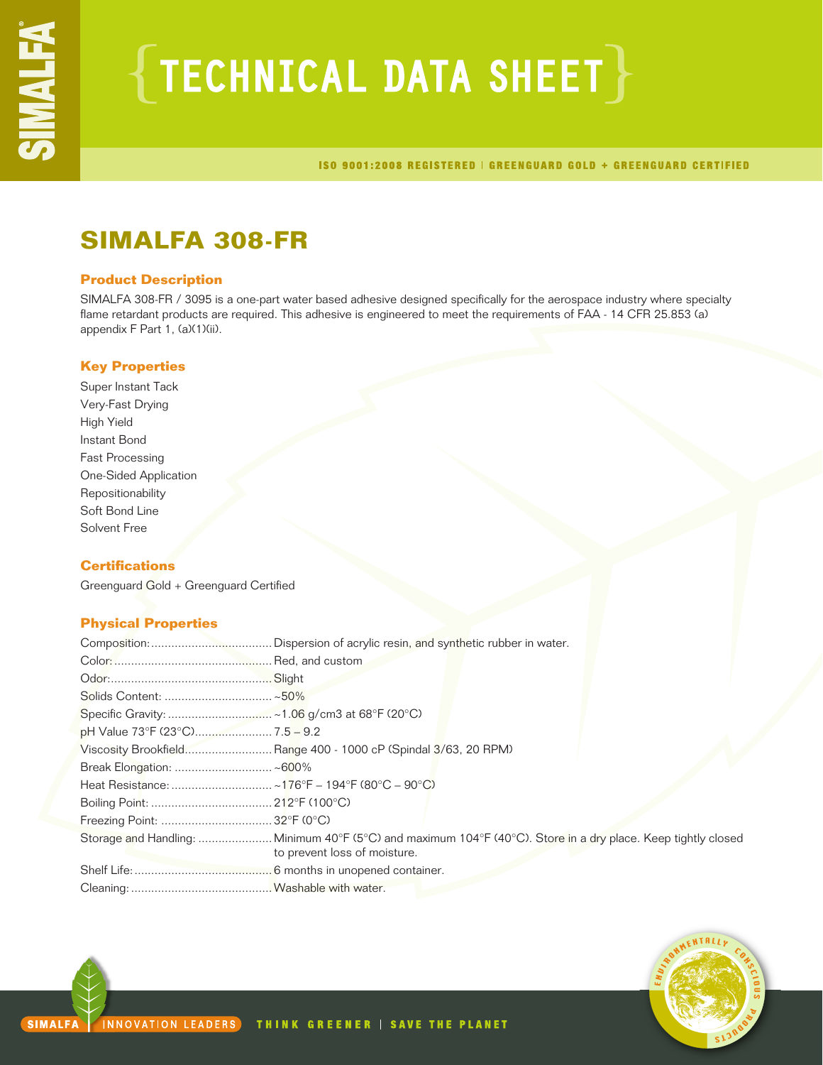# TECHNICAL DATA SHEET

ISO 9001:2008 REGISTERED | GREENGUARD GOLD + GREENGUARD CERTIFIED

## SIMALFA 308-FR

### Product Description

SIMALFA 308-FR / 3095 is a one-part water based adhesive designed specifically for the aerospace industry where specialty flame retardant products are required. This adhesive is engineered to meet the requirements of FAA - 14 CFR 25.853 (a) appendix F Part 1, (a)(1)(ii).

### Key Properties

Super Instant Tack
Very-Fast Drying
High Yield
Instant Bond
Fast Processing
One-Sided Application
Repositionability
Soft Bond Line
Solvent Free

### Certifications

Greenguard Gold + Greenguard Certified

### Physical Properties

| Property | Value |
|---|---|
| Composition: | Dispersion of acrylic resin, and synthetic rubber in water. |
| Color: | Red, and custom |
| Odor: | Slight |
| Solids Content: | ~50% |
| Specific Gravity: | ~1.06 g/cm3 at 68°F (20°C) |
| pH Value 73°F (23°C) | 7.5 – 9.2 |
| Viscosity Brookfield | Range 400 - 1000 cP (Spindal 3/63, 20 RPM) |
| Break Elongation: | ~600% |
| Heat Resistance: | ~176°F – 194°F (80°C – 90°C) |
| Boiling Point: | 212°F (100°C) |
| Freezing Point: | 32°F (0°C) |
| Storage and Handling: | Minimum 40°F (5°C) and maximum 104°F (40°C). Store in a dry place. Keep tightly closed to prevent loss of moisture. |
| Shelf Life: | 6 months in unopened container. |
| Cleaning: | Washable with water. |

SIMALFA | INNOVATION LEADERS THINK GREENER | SAVE THE PLANET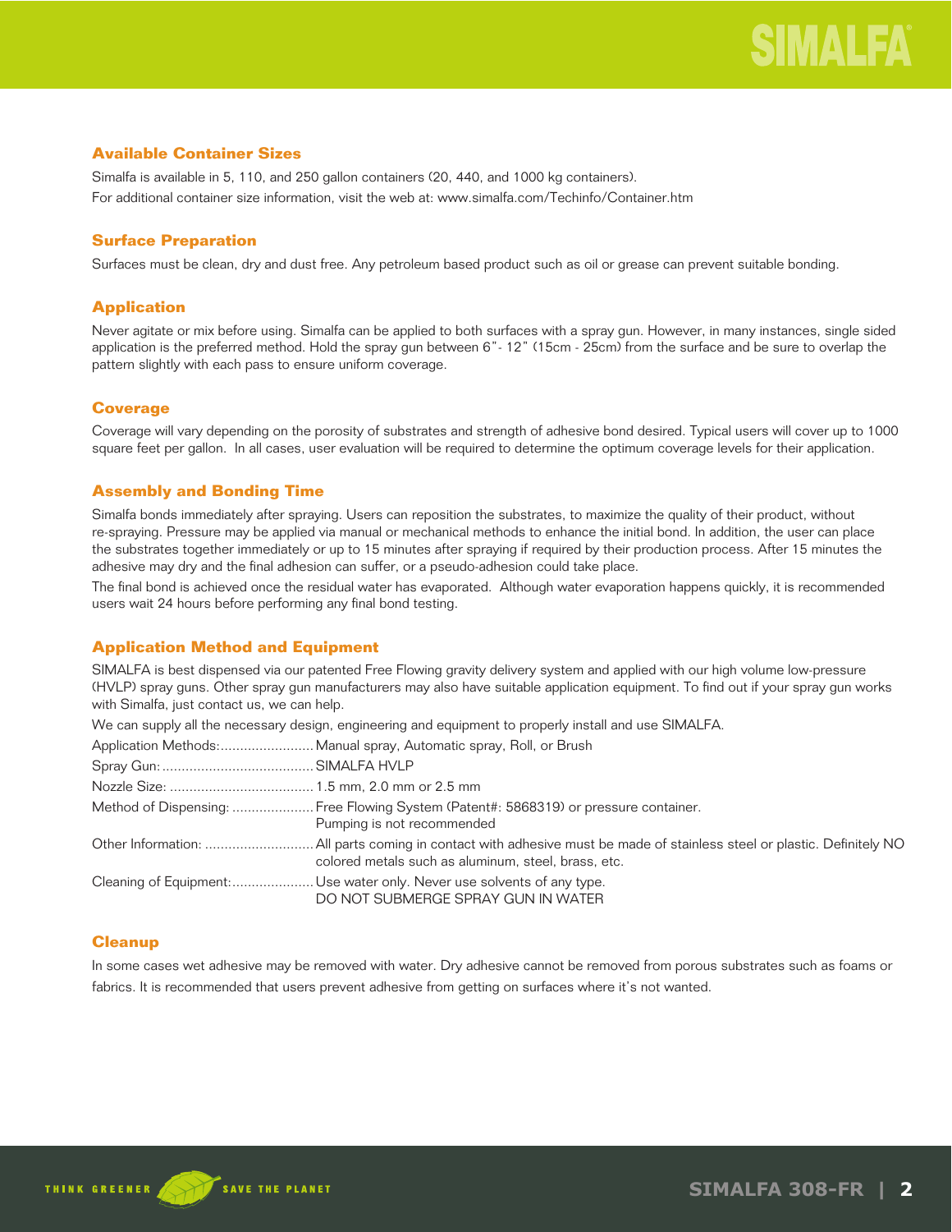## Available Container Sizes

Simalfa is available in 5, 110, and 250 gallon containers (20, 440, and 1000 kg containers).
For additional container size information, visit the web at: www.simalfa.com/Techinfo/Container.htm

## Surface Preparation

Surfaces must be clean, dry and dust free. Any petroleum based product such as oil or grease can prevent suitable bonding.

## Application

Never agitate or mix before using. Simalfa can be applied to both surfaces with a spray gun. However, in many instances, single sided application is the preferred method. Hold the spray gun between 6"- 12" (15cm - 25cm) from the surface and be sure to overlap the pattern slightly with each pass to ensure uniform coverage.

## Coverage

Coverage will vary depending on the porosity of substrates and strength of adhesive bond desired. Typical users will cover up to 1000 square feet per gallon. In all cases, user evaluation will be required to determine the optimum coverage levels for their application.

## Assembly and Bonding Time

Simalfa bonds immediately after spraying. Users can reposition the substrates, to maximize the quality of their product, without re-spraying. Pressure may be applied via manual or mechanical methods to enhance the initial bond. In addition, the user can place the substrates together immediately or up to 15 minutes after spraying if required by their production process. After 15 minutes the adhesive may dry and the final adhesion can suffer, or a pseudo-adhesion could take place.

The final bond is achieved once the residual water has evaporated. Although water evaporation happens quickly, it is recommended users wait 24 hours before performing any final bond testing.

## Application Method and Equipment

SIMALFA is best dispensed via our patented Free Flowing gravity delivery system and applied with our high volume low-pressure (HVLP) spray guns. Other spray gun manufacturers may also have suitable application equipment. To find out if your spray gun works with Simalfa, just contact us, we can help.

We can supply all the necessary design, engineering and equipment to properly install and use SIMALFA.

Application Methods:........................ Manual spray, Automatic spray, Roll, or Brush

Spray Gun:....................................... SIMALFA HVLP

Nozzle Size: ..................................... 1.5 mm, 2.0 mm or 2.5 mm

Method of Dispensing: ..................... Free Flowing System (Patent#: 5868319) or pressure container.
Pumping is not recommended

Other Information: ............................ All parts coming in contact with adhesive must be made of stainless steel or plastic. Definitely NO colored metals such as aluminum, steel, brass, etc.

Cleaning of Equipment:..................... Use water only. Never use solvents of any type.
DO NOT SUBMERGE SPRAY GUN IN WATER

## Cleanup

In some cases wet adhesive may be removed with water. Dry adhesive cannot be removed from porous substrates such as foams or fabrics. It is recommended that users prevent adhesive from getting on surfaces where it's not wanted.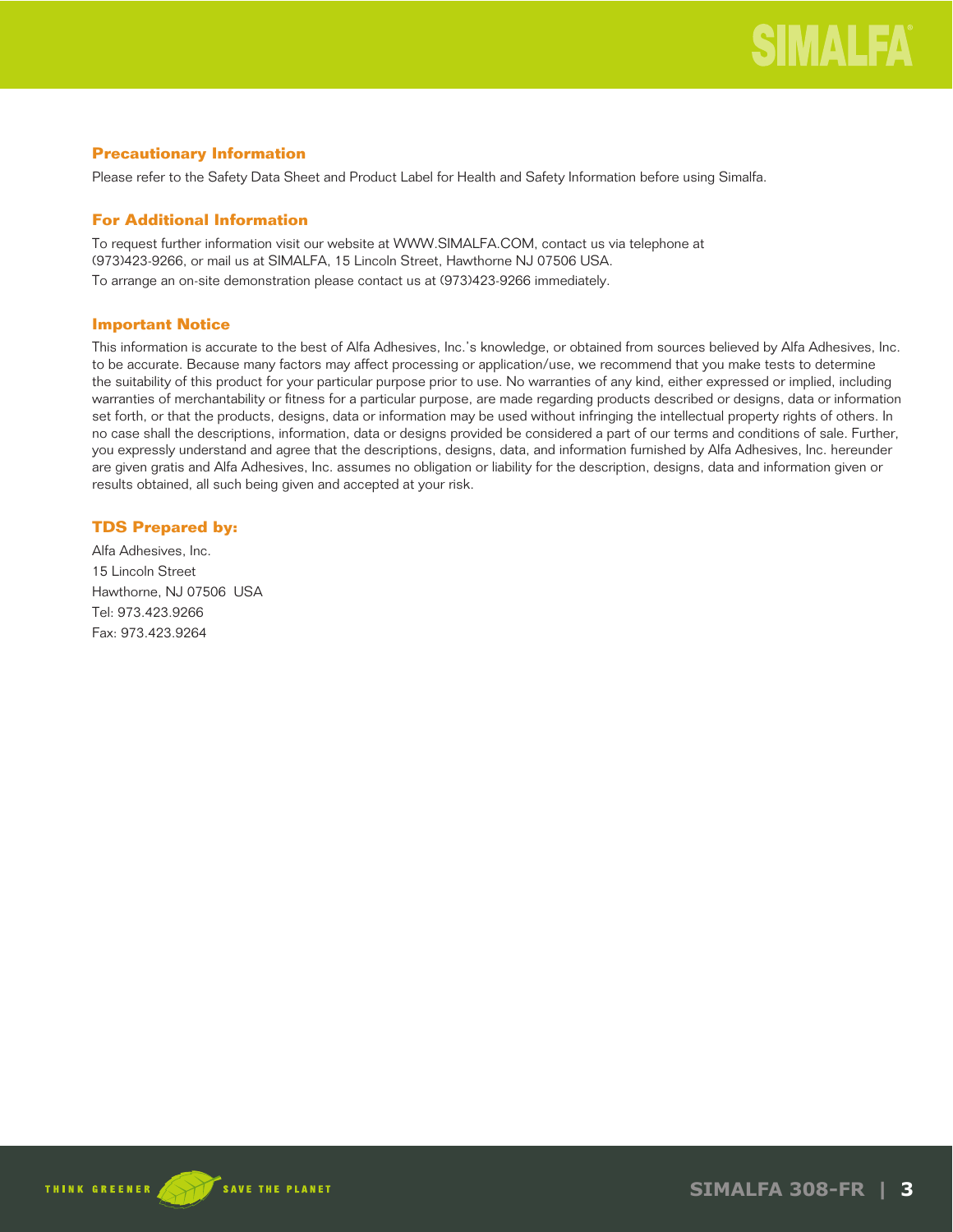## Precautionary Information

Please refer to the Safety Data Sheet and Product Label for Health and Safety Information before using Simalfa.

## For Additional Information

To request further information visit our website at WWW.SIMALFA.COM, contact us via telephone at (973)423-9266, or mail us at SIMALFA, 15 Lincoln Street, Hawthorne NJ 07506 USA.
To arrange an on-site demonstration please contact us at (973)423-9266 immediately.

## Important Notice

This information is accurate to the best of Alfa Adhesives, Inc.'s knowledge, or obtained from sources believed by Alfa Adhesives, Inc. to be accurate. Because many factors may affect processing or application/use, we recommend that you make tests to determine the suitability of this product for your particular purpose prior to use. No warranties of any kind, either expressed or implied, including warranties of merchantability or fitness for a particular purpose, are made regarding products described or designs, data or information set forth, or that the products, designs, data or information may be used without infringing the intellectual property rights of others. In no case shall the descriptions, information, data or designs provided be considered a part of our terms and conditions of sale. Further, you expressly understand and agree that the descriptions, designs, data, and information furnished by Alfa Adhesives, Inc. hereunder are given gratis and Alfa Adhesives, Inc. assumes no obligation or liability for the description, designs, data and information given or results obtained, all such being given and accepted at your risk.

## TDS Prepared by:

Alfa Adhesives, Inc.
15 Lincoln Street
Hawthorne, NJ 07506 USA
Tel: 973.423.9266
Fax: 973.423.9264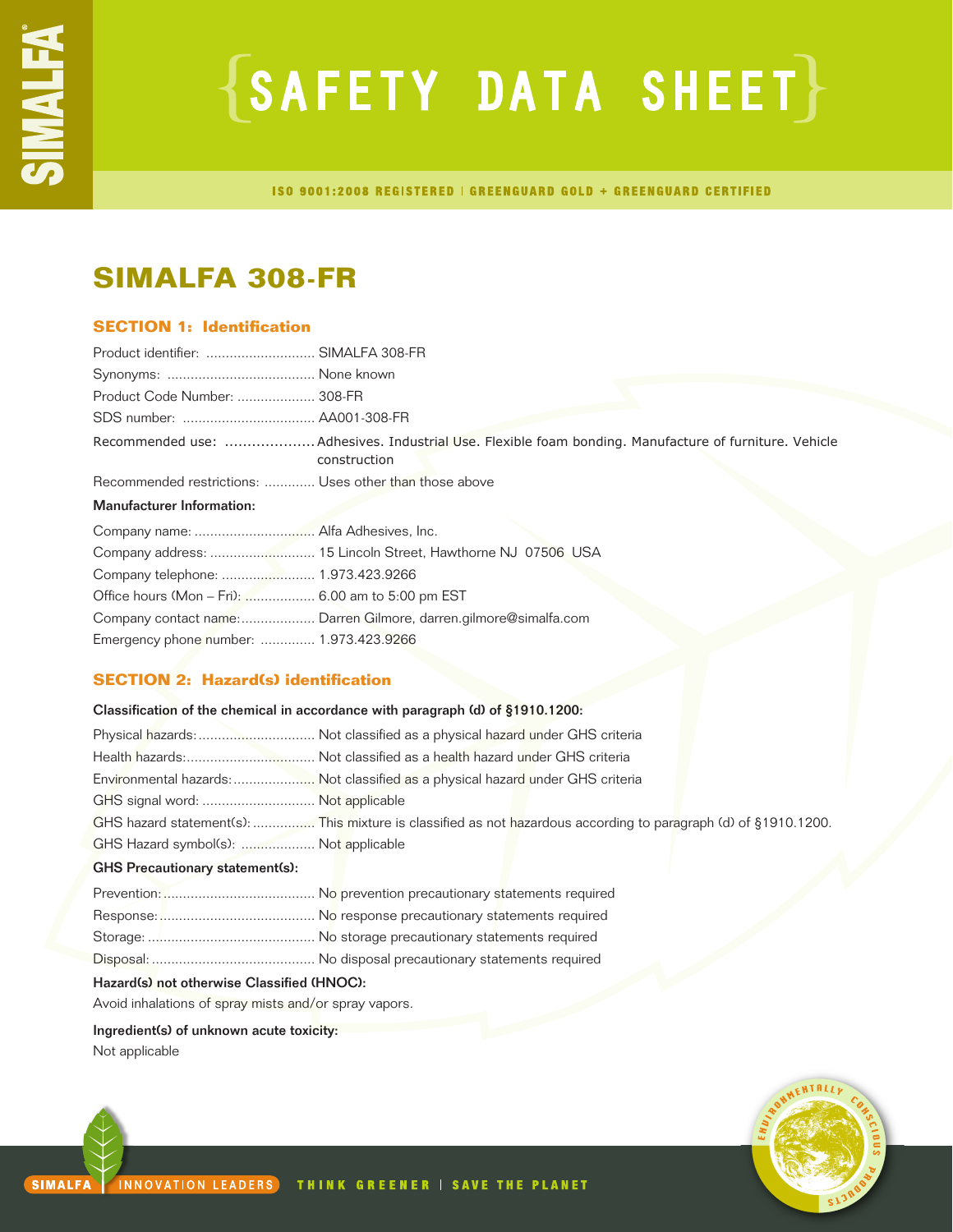# SAFETY DATA SHEET

ISO 9001:2008 REGISTERED | GREENGUARD GOLD + GREENGUARD CERTIFIED

## SIMALFA 308-FR

### SECTION 1: Identification

Product identifier: ............................ SIMALFA 308-FR
Synonyms: ...................................... None known
Product Code Number: .................... 308-FR
SDS number: .................................. AA001-308-FR
Recommended use: .................... Adhesives. Industrial Use. Flexible foam bonding. Manufacture of furniture. Vehicle construction
Recommended restrictions: ............. Uses other than those above

**Manufacturer Information:**

Company name: ............................... Alfa Adhesives, Inc.
Company address: ........................... 15 Lincoln Street, Hawthorne NJ 07506 USA
Company telephone: ........................ 1.973.423.9266
Office hours (Mon – Fri): .................. 6.00 am to 5:00 pm EST
Company contact name:................... Darren Gilmore, darren.gilmore@simalfa.com
Emergency phone number: .............. 1.973.423.9266

### SECTION 2: Hazard(s) identification

**Classification of the chemical in accordance with paragraph (d) of §1910.1200:**

Physical hazards:.............................. Not classified as a physical hazard under GHS criteria
Health hazards:................................. Not classified as a health hazard under GHS criteria
Environmental hazards:..................... Not classified as a physical hazard under GHS criteria
GHS signal word: ............................. Not applicable
GHS hazard statement(s): ................ This mixture is classified as not hazardous according to paragraph (d) of §1910.1200.
GHS Hazard symbol(s): ................... Not applicable

**GHS Precautionary statement(s):**

Prevention:....................................... No prevention precautionary statements required
Response:........................................ No response precautionary statements required
Storage: ........................................... No storage precautionary statements required
Disposal: .......................................... No disposal precautionary statements required

**Hazard(s) not otherwise Classified (HNOC):**

Avoid inhalations of spray mists and/or spray vapors.

**Ingredient(s) of unknown acute toxicity:**

Not applicable

SIMALFA | INNOVATION LEADERS THINK GREENER | SAVE THE PLANET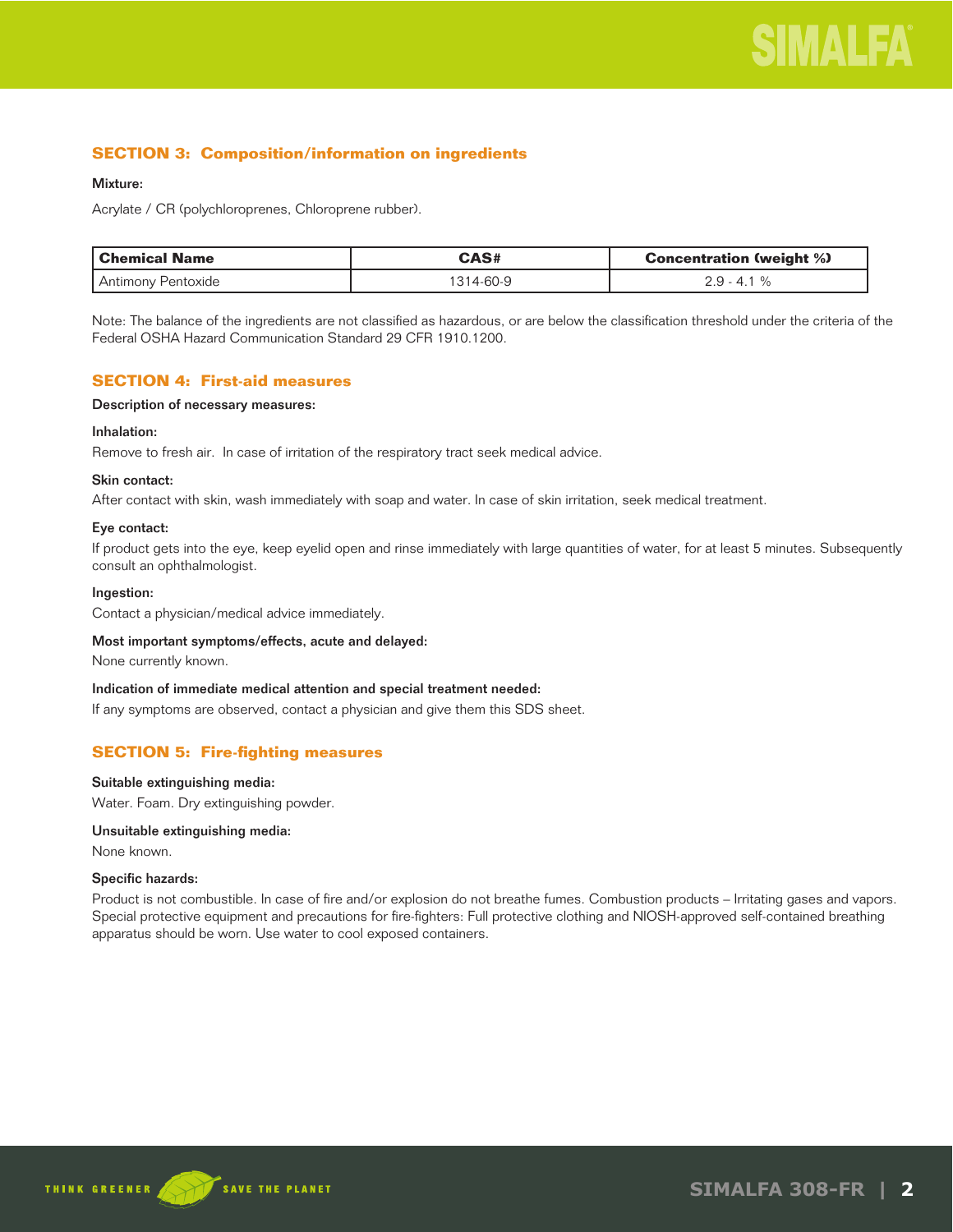## SECTION 3: Composition/information on ingredients

**Mixture:**

Acrylate / CR (polychloroprenes, Chloroprene rubber).

| Chemical Name | CAS# | Concentration (weight %) |
|---|---|---|
| Antimony Pentoxide | 1314-60-9 | 2.9 - 4.1 % |

Note: The balance of the ingredients are not classified as hazardous, or are below the classification threshold under the criteria of the Federal OSHA Hazard Communication Standard 29 CFR 1910.1200.

## SECTION 4: First-aid measures

**Description of necessary measures:**

**Inhalation:**

Remove to fresh air. In case of irritation of the respiratory tract seek medical advice.

**Skin contact:**

After contact with skin, wash immediately with soap and water. In case of skin irritation, seek medical treatment.

**Eye contact:**

If product gets into the eye, keep eyelid open and rinse immediately with large quantities of water, for at least 5 minutes. Subsequently consult an ophthalmologist.

**Ingestion:**

Contact a physician/medical advice immediately.

**Most important symptoms/effects, acute and delayed:**

None currently known.

**Indication of immediate medical attention and special treatment needed:**

If any symptoms are observed, contact a physician and give them this SDS sheet.

## SECTION 5: Fire-fighting measures

**Suitable extinguishing media:**

Water. Foam. Dry extinguishing powder.

**Unsuitable extinguishing media:**

None known.

**Specific hazards:**

Product is not combustible. In case of fire and/or explosion do not breathe fumes. Combustion products – Irritating gases and vapors. Special protective equipment and precautions for fire-fighters: Full protective clothing and NIOSH-approved self-contained breathing apparatus should be worn. Use water to cool exposed containers.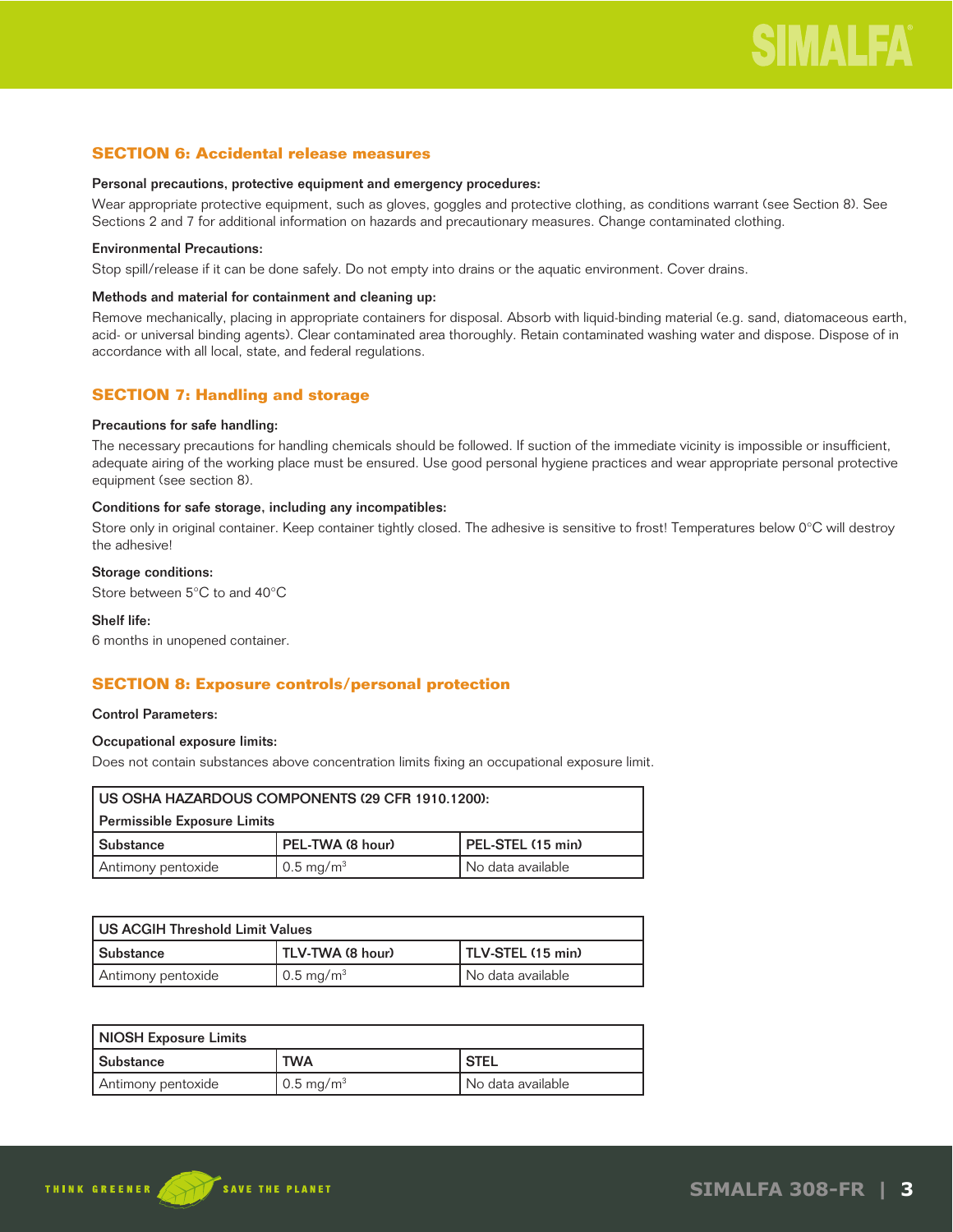## SECTION 6: Accidental release measures

**Personal precautions, protective equipment and emergency procedures:**

Wear appropriate protective equipment, such as gloves, goggles and protective clothing, as conditions warrant (see Section 8). See Sections 2 and 7 for additional information on hazards and precautionary measures. Change contaminated clothing.

**Environmental Precautions:**

Stop spill/release if it can be done safely. Do not empty into drains or the aquatic environment. Cover drains.

**Methods and material for containment and cleaning up:**

Remove mechanically, placing in appropriate containers for disposal. Absorb with liquid-binding material (e.g. sand, diatomaceous earth, acid- or universal binding agents). Clear contaminated area thoroughly. Retain contaminated washing water and dispose. Dispose of in accordance with all local, state, and federal regulations.

## SECTION 7: Handling and storage

**Precautions for safe handling:**

The necessary precautions for handling chemicals should be followed. If suction of the immediate vicinity is impossible or insufficient, adequate airing of the working place must be ensured. Use good personal hygiene practices and wear appropriate personal protective equipment (see section 8).

**Conditions for safe storage, including any incompatibles:**

Store only in original container. Keep container tightly closed. The adhesive is sensitive to frost! Temperatures below 0°C will destroy the adhesive!

**Storage conditions:**

Store between 5°C to and 40°C

**Shelf life:**

6 months in unopened container.

## SECTION 8: Exposure controls/personal protection

**Control Parameters:**

**Occupational exposure limits:**

Does not contain substances above concentration limits fixing an occupational exposure limit.

| US OSHA HAZARDOUS COMPONENTS (29 CFR 1910.1200): Permissible Exposure Limits | | |
|---|---|---|
| Substance | PEL-TWA (8 hour) | PEL-STEL (15 min) |
| Antimony pentoxide | 0.5 mg/m$^3$ | No data available |

| US ACGIH Threshold Limit Values | | |
|---|---|---|
| Substance | TLV-TWA (8 hour) | TLV-STEL (15 min) |
| Antimony pentoxide | 0.5 mg/m$^3$ | No data available |

| NIOSH Exposure Limits | | |
|---|---|---|
| Substance | TWA | STEL |
| Antimony pentoxide | 0.5 mg/m$^3$ | No data available |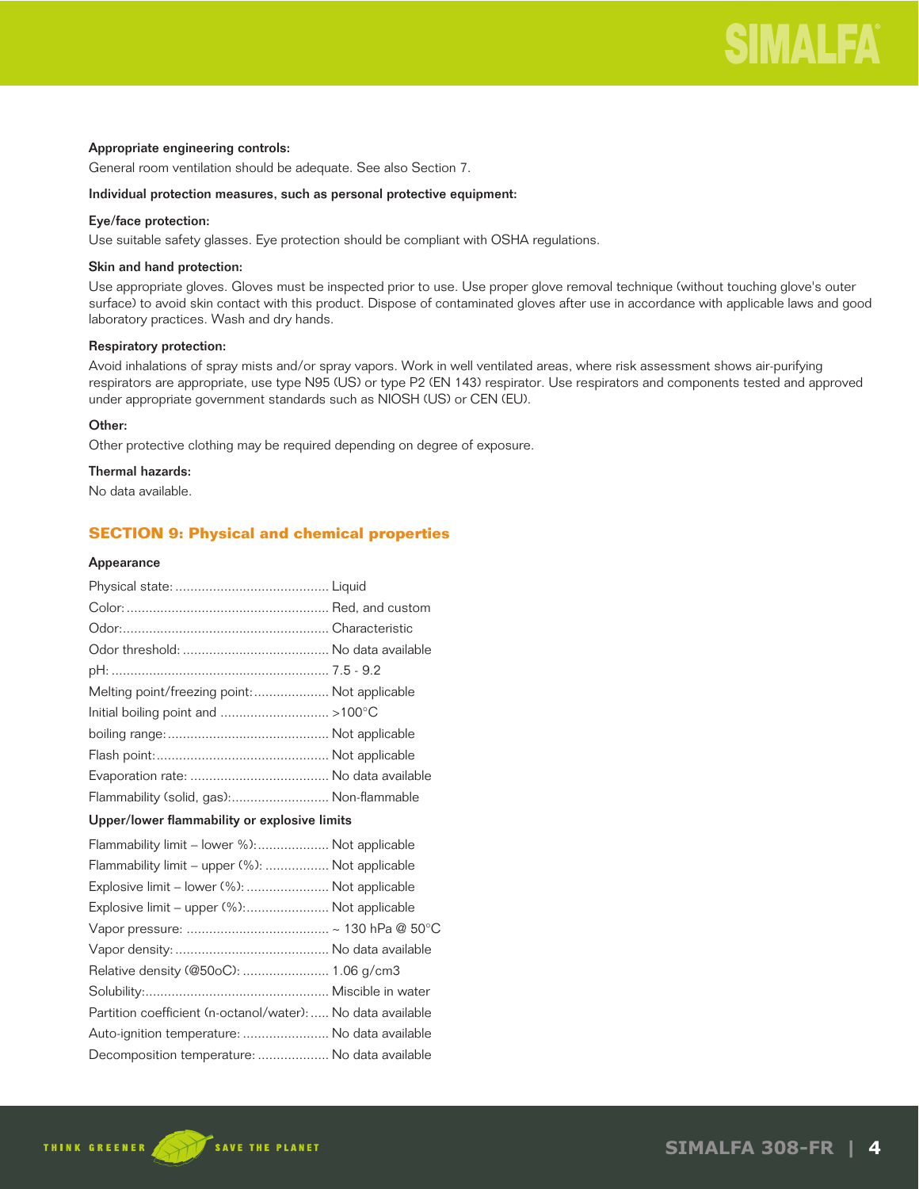**Appropriate engineering controls:**

General room ventilation should be adequate. See also Section 7.

**Individual protection measures, such as personal protective equipment:**

**Eye/face protection:**

Use suitable safety glasses. Eye protection should be compliant with OSHA regulations.

**Skin and hand protection:**

Use appropriate gloves. Gloves must be inspected prior to use. Use proper glove removal technique (without touching glove's outer surface) to avoid skin contact with this product. Dispose of contaminated gloves after use in accordance with applicable laws and good laboratory practices. Wash and dry hands.

**Respiratory protection:**

Avoid inhalations of spray mists and/or spray vapors. Work in well ventilated areas, where risk assessment shows air-purifying respirators are appropriate, use type N95 (US) or type P2 (EN 143) respirator. Use respirators and components tested and approved under appropriate government standards such as NIOSH (US) or CEN (EU).

**Other:**

Other protective clothing may be required depending on degree of exposure.

**Thermal hazards:**

No data available.

## SECTION 9: Physical and chemical properties

**Appearance**

Physical state: ........................................ Liquid
Color: ........................................ Red, and custom
Odor: ........................................ Characteristic
Odor threshold: ........................................ No data available
pH: ........................................ 7.5 - 9.2
Melting point/freezing point: ........................................ Not applicable
Initial boiling point and ........................................ >100°C
boiling range: ........................................ Not applicable
Flash point: ........................................ Not applicable
Evaporation rate: ........................................ No data available
Flammability (solid, gas): ........................................ Non-flammable

**Upper/lower flammability or explosive limits**

Flammability limit – lower %): ........................................ Not applicable
Flammability limit – upper (%): ........................................ Not applicable
Explosive limit – lower (%): ........................................ Not applicable
Explosive limit – upper (%): ........................................ Not applicable
Vapor pressure: ........................................ ~ 130 hPa @ 50°C
Vapor density: ........................................ No data available
Relative density (@50oC): ........................................ 1.06 g/cm3
Solubility: ........................................ Miscible in water
Partition coefficient (n-octanol/water): ........................................ No data available
Auto-ignition temperature: ........................................ No data available
Decomposition temperature: ........................................ No data available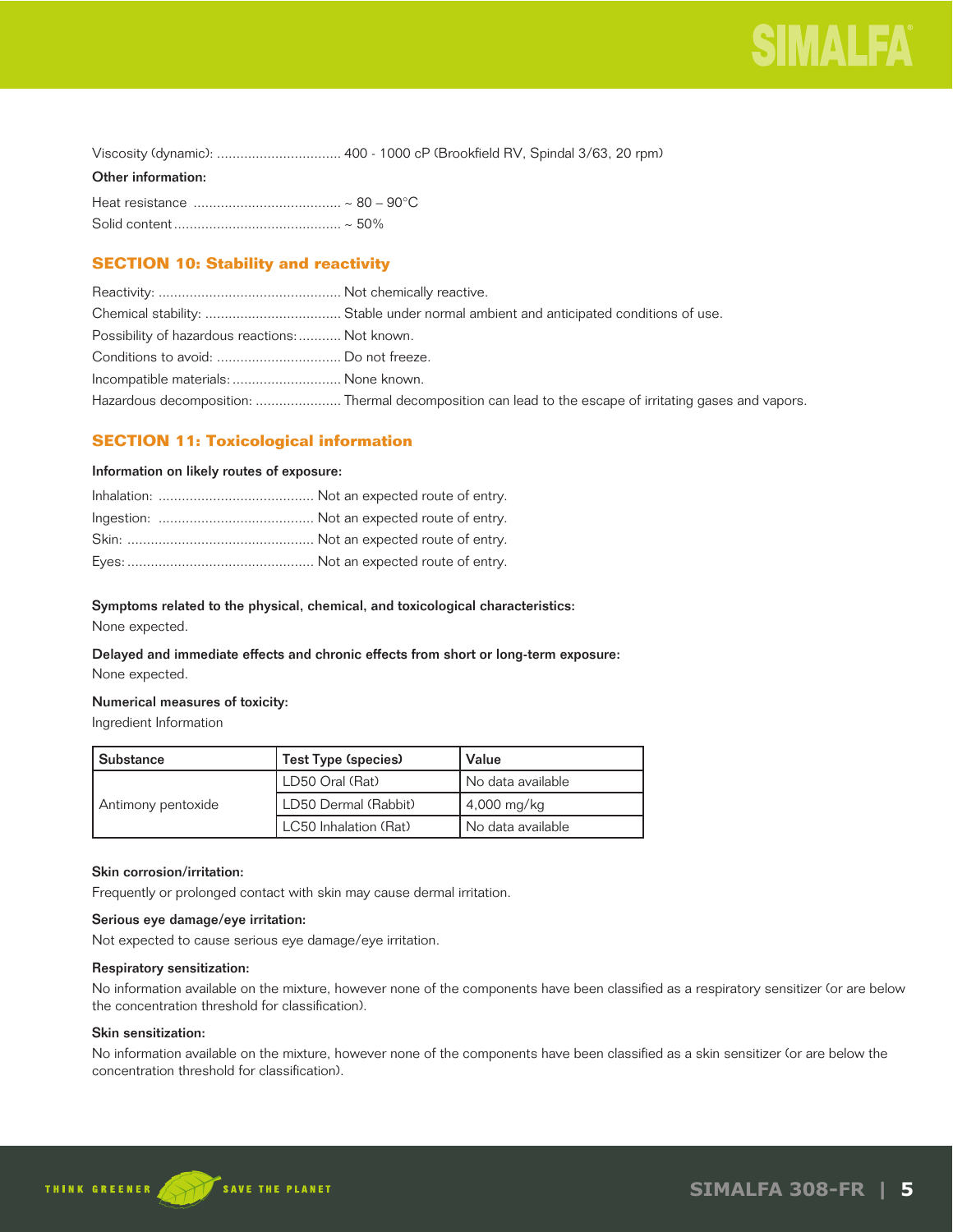Viscosity (dynamic): ................................ 400 - 1000 cP (Brookfield RV, Spindal 3/63, 20 rpm)

**Other information:**

Heat resistance ...................................... ~ 80 – 90°C

Solid content........................................... ~ 50%

## SECTION 10: Stability and reactivity

Reactivity: ................................................ Not chemically reactive.

Chemical stability: .................................... Stable under normal ambient and anticipated conditions of use.

Possibility of hazardous reactions: ........... Not known.

Conditions to avoid: ................................ Do not freeze.

Incompatible materials: ............................ None known.

Hazardous decomposition: ...................... Thermal decomposition can lead to the escape of irritating gases and vapors.

## SECTION 11: Toxicological information

**Information on likely routes of exposure:**

Inhalation: ........................................ Not an expected route of entry.

Ingestion: ........................................ Not an expected route of entry.

Skin: ................................................ Not an expected route of entry.

Eyes: ................................................ Not an expected route of entry.

**Symptoms related to the physical, chemical, and toxicological characteristics:**

None expected.

**Delayed and immediate effects and chronic effects from short or long-term exposure:**

None expected.

**Numerical measures of toxicity:**

Ingredient Information

| Substance | Test Type (species) | Value |
|---|---|---|
| Antimony pentoxide | LD50 Oral (Rat) | No data available |
| | LD50 Dermal (Rabbit) | 4,000 mg/kg |
| | LC50 Inhalation (Rat) | No data available |

**Skin corrosion/irritation:**

Frequently or prolonged contact with skin may cause dermal irritation.

**Serious eye damage/eye irritation:**

Not expected to cause serious eye damage/eye irritation.

**Respiratory sensitization:**

No information available on the mixture, however none of the components have been classified as a respiratory sensitizer (or are below the concentration threshold for classification).

**Skin sensitization:**

No information available on the mixture, however none of the components have been classified as a skin sensitizer (or are below the concentration threshold for classification).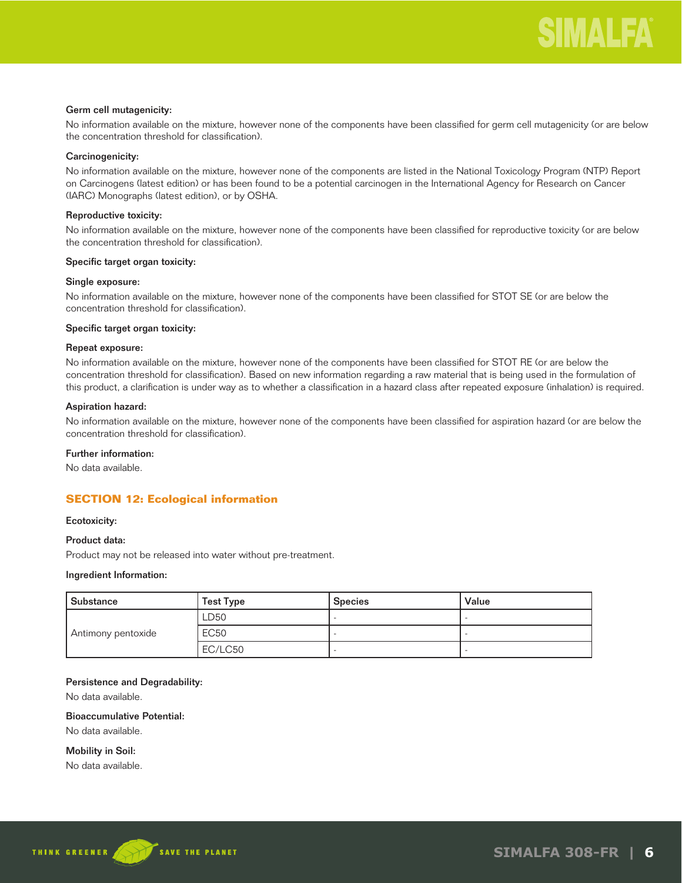**Germ cell mutagenicity:**

No information available on the mixture, however none of the components have been classified for germ cell mutagenicity (or are below the concentration threshold for classification).

**Carcinogenicity:**

No information available on the mixture, however none of the components are listed in the National Toxicology Program (NTP) Report on Carcinogens (latest edition) or has been found to be a potential carcinogen in the International Agency for Research on Cancer (IARC) Monographs (latest edition), or by OSHA.

**Reproductive toxicity:**

No information available on the mixture, however none of the components have been classified for reproductive toxicity (or are below the concentration threshold for classification).

**Specific target organ toxicity:**

**Single exposure:**

No information available on the mixture, however none of the components have been classified for STOT SE (or are below the concentration threshold for classification).

**Specific target organ toxicity:**

**Repeat exposure:**

No information available on the mixture, however none of the components have been classified for STOT RE (or are below the concentration threshold for classification). Based on new information regarding a raw material that is being used in the formulation of this product, a clarification is under way as to whether a classification in a hazard class after repeated exposure (inhalation) is required.

**Aspiration hazard:**

No information available on the mixture, however none of the components have been classified for aspiration hazard (or are below the concentration threshold for classification).

**Further information:**

No data available.

## SECTION 12: Ecological information

**Ecotoxicity:**

**Product data:**

Product may not be released into water without pre-treatment.

**Ingredient Information:**

| Substance | Test Type | Species | Value |
|---|---|---|---|
| Antimony pentoxide | LD50 | - | - |
| | EC50 | - | - |
| | EC/LC50 | - | - |

**Persistence and Degradability:**

No data available.

**Bioaccumulative Potential:**

No data available.

**Mobility in Soil:**

No data available.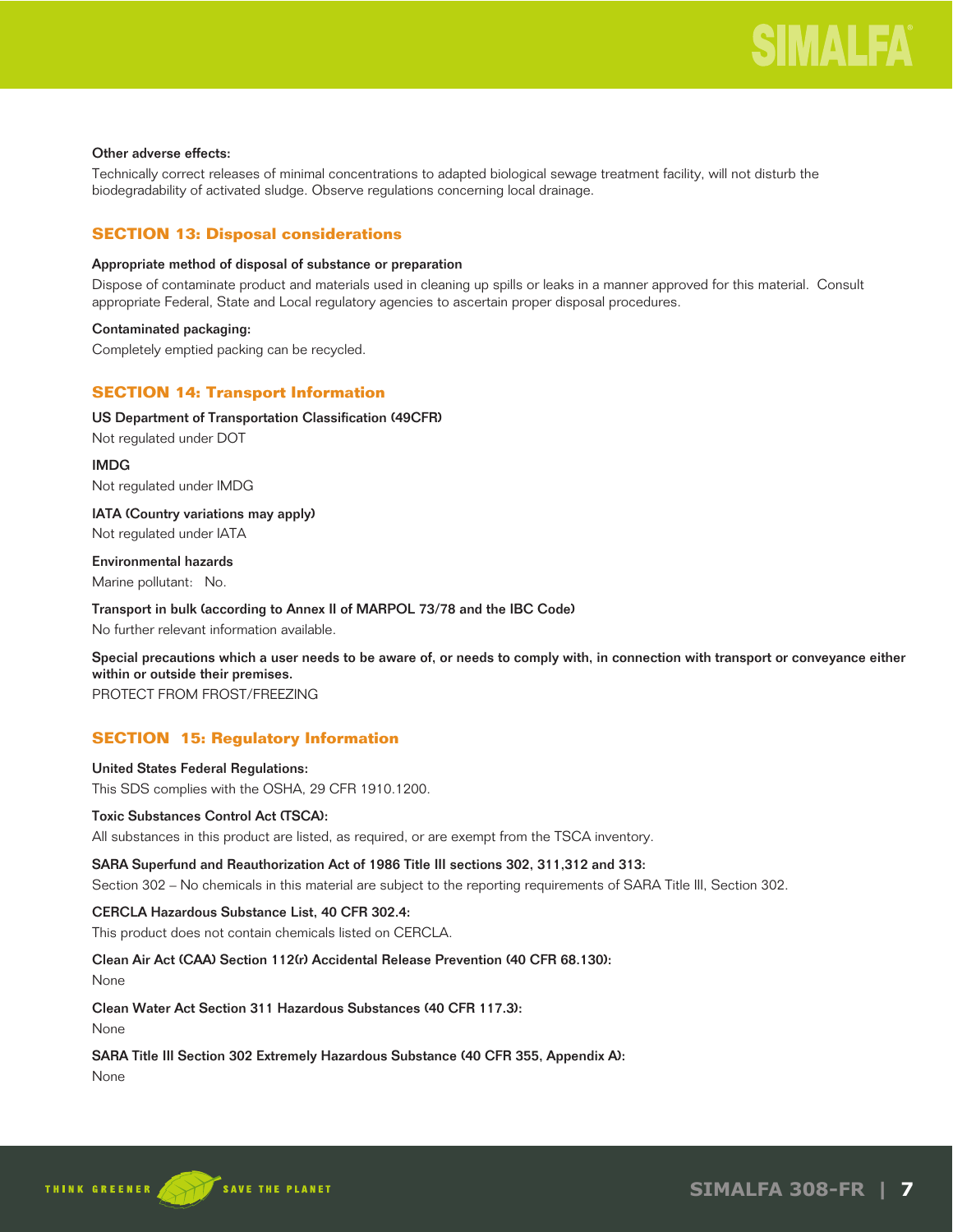**Other adverse effects:**

Technically correct releases of minimal concentrations to adapted biological sewage treatment facility, will not disturb the biodegradability of activated sludge. Observe regulations concerning local drainage.

## SECTION 13: Disposal considerations

**Appropriate method of disposal of substance or preparation**

Dispose of contaminate product and materials used in cleaning up spills or leaks in a manner approved for this material. Consult appropriate Federal, State and Local regulatory agencies to ascertain proper disposal procedures.

**Contaminated packaging:**

Completely emptied packing can be recycled.

## SECTION 14: Transport Information

**US Department of Transportation Classification (49CFR)**

Not regulated under DOT

**IMDG**

Not regulated under IMDG

**IATA (Country variations may apply)**

Not regulated under IATA

**Environmental hazards**

Marine pollutant: No.

**Transport in bulk (according to Annex II of MARPOL 73/78 and the IBC Code)**

No further relevant information available.

**Special precautions which a user needs to be aware of, or needs to comply with, in connection with transport or conveyance either within or outside their premises.**

PROTECT FROM FROST/FREEZING

## SECTION 15: Regulatory Information

**United States Federal Regulations:**

This SDS complies with the OSHA, 29 CFR 1910.1200.

**Toxic Substances Control Act (TSCA):**

All substances in this product are listed, as required, or are exempt from the TSCA inventory.

**SARA Superfund and Reauthorization Act of 1986 Title III sections 302, 311,312 and 313:**

Section 302 – No chemicals in this material are subject to the reporting requirements of SARA Title III, Section 302.

**CERCLA Hazardous Substance List, 40 CFR 302.4:**

This product does not contain chemicals listed on CERCLA.

**Clean Air Act (CAA) Section 112(r) Accidental Release Prevention (40 CFR 68.130):**

None

**Clean Water Act Section 311 Hazardous Substances (40 CFR 117.3):**

None

**SARA Title III Section 302 Extremely Hazardous Substance (40 CFR 355, Appendix A):**

None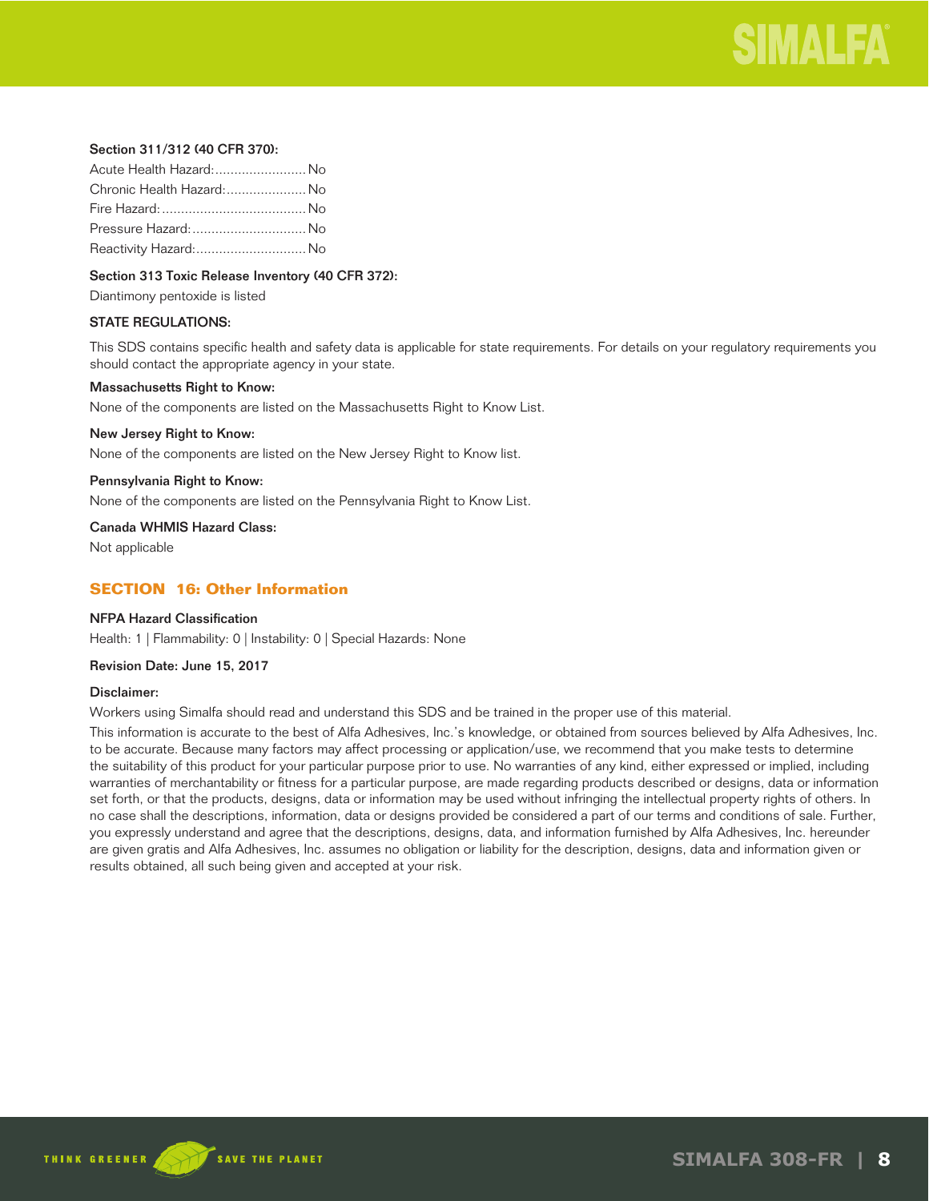**Section 311/312 (40 CFR 370):**

Acute Health Hazard:........................ No
Chronic Health Hazard:..................... No
Fire Hazard:...................................... No
Pressure Hazard:.............................. No
Reactivity Hazard:............................. No

**Section 313 Toxic Release Inventory (40 CFR 372):**

Diantimony pentoxide is listed

**STATE REGULATIONS:**

This SDS contains specific health and safety data is applicable for state requirements. For details on your regulatory requirements you should contact the appropriate agency in your state.

**Massachusetts Right to Know:**

None of the components are listed on the Massachusetts Right to Know List.

**New Jersey Right to Know:**

None of the components are listed on the New Jersey Right to Know list.

**Pennsylvania Right to Know:**

None of the components are listed on the Pennsylvania Right to Know List.

**Canada WHMIS Hazard Class:**

Not applicable

## SECTION 16: Other Information

**NFPA Hazard Classification**

Health: 1 | Flammability: 0 | Instability: 0 | Special Hazards: None

**Revision Date: June 15, 2017**

**Disclaimer:**

Workers using Simalfa should read and understand this SDS and be trained in the proper use of this material.

This information is accurate to the best of Alfa Adhesives, Inc.'s knowledge, or obtained from sources believed by Alfa Adhesives, Inc. to be accurate. Because many factors may affect processing or application/use, we recommend that you make tests to determine the suitability of this product for your particular purpose prior to use. No warranties of any kind, either expressed or implied, including warranties of merchantability or fitness for a particular purpose, are made regarding products described or designs, data or information set forth, or that the products, designs, data or information may be used without infringing the intellectual property rights of others. In no case shall the descriptions, information, data or designs provided be considered a part of our terms and conditions of sale. Further, you expressly understand and agree that the descriptions, designs, data, and information furnished by Alfa Adhesives, Inc. hereunder are given gratis and Alfa Adhesives, Inc. assumes no obligation or liability for the description, designs, data and information given or results obtained, all such being given and accepted at your risk.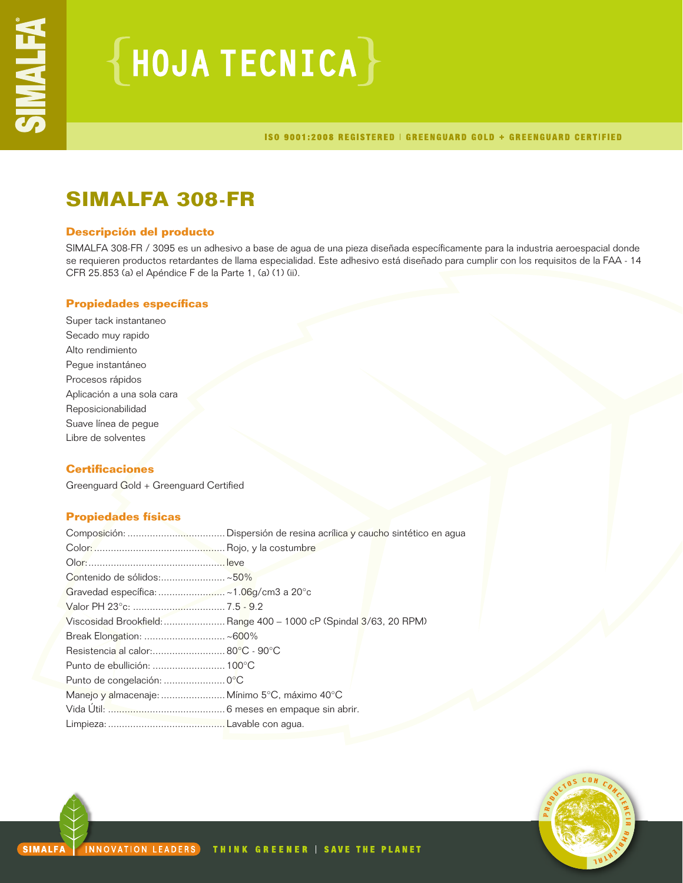# HOJA TECNICA

ISO 9001:2008 REGISTERED | GREENGUARD GOLD + GREENGUARD CERTIFIED

## SIMALFA 308-FR

### Descripción del producto

SIMALFA 308-FR / 3095 es un adhesivo a base de agua de una pieza diseñada específicamente para la industria aeroespacial donde se requieren productos retardantes de llama especialidad. Este adhesivo está diseñado para cumplir con los requisitos de la FAA - 14 CFR 25.853 (a) el Apéndice F de la Parte 1, (a) (1) (ii).

### Propiedades específicas

Super tack instantaneo
Secado muy rapido
Alto rendimiento
Pegue instantáneo
Procesos rápidos
Aplicación a una sola cara
Reposicionabilidad
Suave línea de pegue
Libre de solventes

### Certificaciones

Greenguard Gold + Greenguard Certified

### Propiedades físicas

Composición: .................................. Dispersión de resina acrílica y caucho sintético en agua
Color: .............................................. Rojo, y la costumbre
Olor: ................................................ leve
Contenido de sólidos: ...................... ~50%
Gravedad específica: ....................... ~1.06g/cm3 a 20°c
Valor PH 23°c: ................................ 7.5 - 9.2
Viscosidad Brookfield: ..................... Range 400 – 1000 cP (Spindal 3/63, 20 RPM)
Break Elongation: ............................ ~600%
Resistencia al calor: ......................... 80°C - 90°C
Punto de ebullición: ......................... 100°C
Punto de congelación: ...................... 0°C
Manejo y almacenaje: ....................... Mínimo 5°C, máximo 40°C
Vida Útil: ......................................... 6 meses en empaque sin abrir.
Limpieza: ......................................... Lavable con agua.

SIMALFA | INNOVATION LEADERS   THINK GREENER | SAVE THE PLANET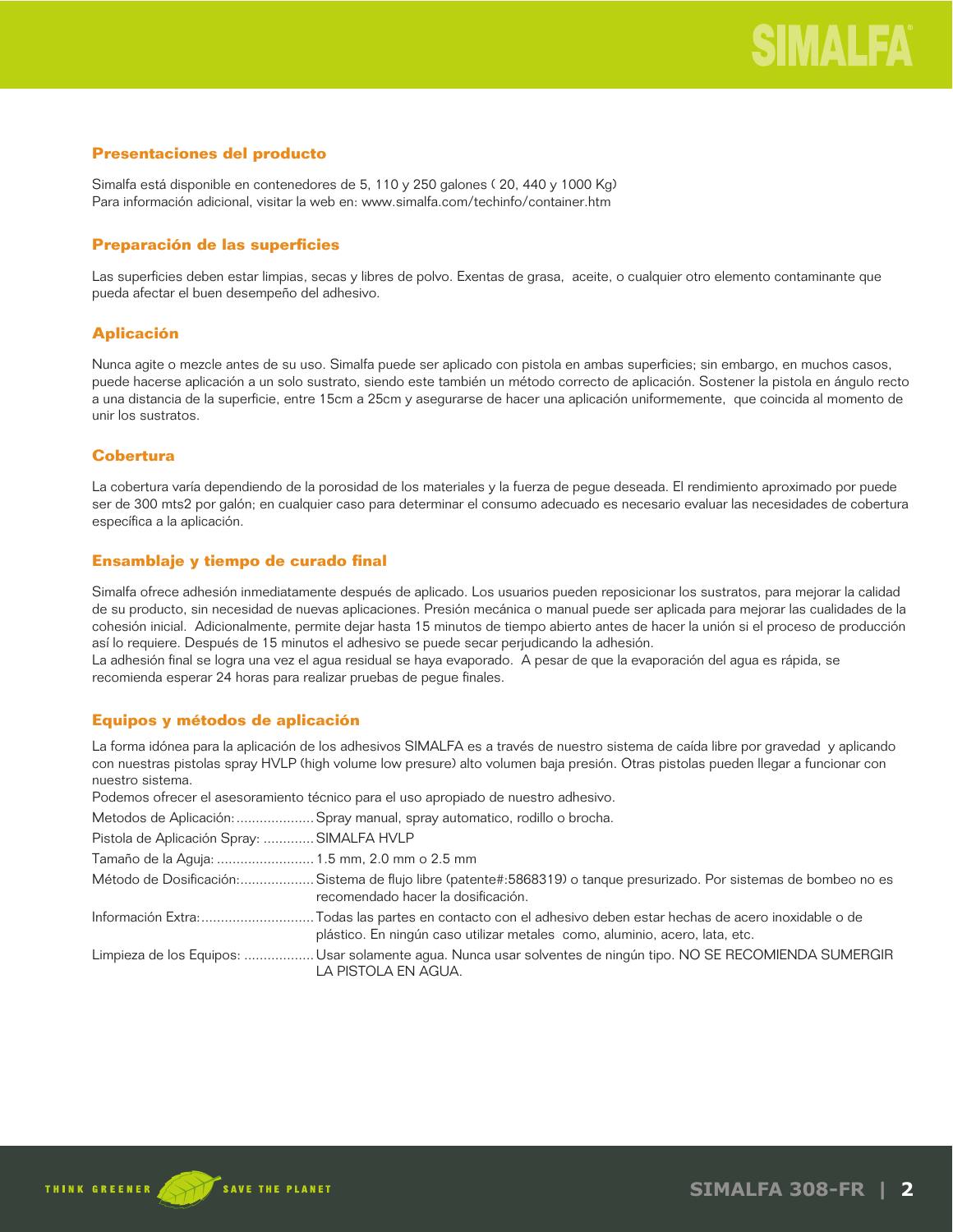## Presentaciones del producto

Simalfa está disponible en contenedores de 5, 110 y 250 galones ( 20, 440 y 1000 Kg)
Para información adicional, visitar la web en: www.simalfa.com/techinfo/container.htm

## Preparación de las superficies

Las superficies deben estar limpias, secas y libres de polvo. Exentas de grasa, aceite, o cualquier otro elemento contaminante que pueda afectar el buen desempeño del adhesivo.

## Aplicación

Nunca agite o mezcle antes de su uso. Simalfa puede ser aplicado con pistola en ambas superficies; sin embargo, en muchos casos, puede hacerse aplicación a un solo sustrato, siendo este también un método correcto de aplicación. Sostener la pistola en ángulo recto a una distancia de la superficie, entre 15cm a 25cm y asegurarse de hacer una aplicación uniformemente, que coincida al momento de unir los sustratos.

## Cobertura

La cobertura varía dependiendo de la porosidad de los materiales y la fuerza de pegue deseada. El rendimiento aproximado por puede ser de 300 mts2 por galón; en cualquier caso para determinar el consumo adecuado es necesario evaluar las necesidades de cobertura específica a la aplicación.

## Ensamblaje y tiempo de curado final

Simalfa ofrece adhesión inmediatamente después de aplicado. Los usuarios pueden reposicionar los sustratos, para mejorar la calidad de su producto, sin necesidad de nuevas aplicaciones. Presión mecánica o manual puede ser aplicada para mejorar las cualidades de la cohesión inicial. Adicionalmente, permite dejar hasta 15 minutos de tiempo abierto antes de hacer la unión si el proceso de producción así lo requiere. Después de 15 minutos el adhesivo se puede secar perjudicando la adhesión.
La adhesión final se logra una vez el agua residual se haya evaporado. A pesar de que la evaporación del agua es rápida, se recomienda esperar 24 horas para realizar pruebas de pegue finales.

## Equipos y métodos de aplicación

La forma idónea para la aplicación de los adhesivos SIMALFA es a través de nuestro sistema de caída libre por gravedad y aplicando con nuestras pistolas spray HVLP (high volume low presure) alto volumen baja presión. Otras pistolas pueden llegar a funcionar con nuestro sistema.
Podemos ofrecer el asesoramiento técnico para el uso apropiado de nuestro adhesivo.

Metodos de Aplicación: .................... Spray manual, spray automatico, rodillo o brocha.

Pistola de Aplicación Spray: ............. SIMALFA HVLP

Tamaño de la Aguja: ......................... 1.5 mm, 2.0 mm o 2.5 mm

Método de Dosificación:................... Sistema de flujo libre (patente#:5868319) o tanque presurizado. Por sistemas de bombeo no es recomendado hacer la dosificación.

Información Extra:............................. Todas las partes en contacto con el adhesivo deben estar hechas de acero inoxidable o de plástico. En ningún caso utilizar metales como, aluminio, acero, lata, etc.

Limpieza de los Equipos: .................. Usar solamente agua. Nunca usar solventes de ningún tipo. NO SE RECOMIENDA SUMERGIR LA PISTOLA EN AGUA.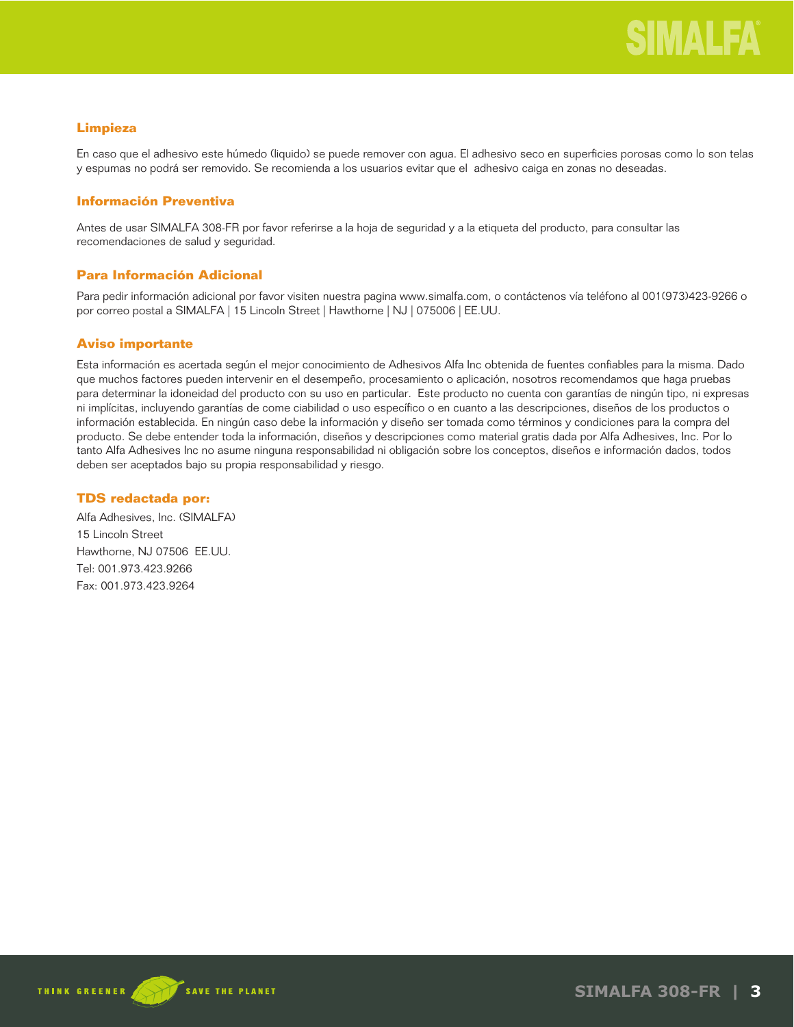## Limpieza

En caso que el adhesivo este húmedo (liquido) se puede remover con agua. El adhesivo seco en superficies porosas como lo son telas y espumas no podrá ser removido. Se recomienda a los usuarios evitar que el adhesivo caiga en zonas no deseadas.

## Información Preventiva

Antes de usar SIMALFA 308-FR por favor referirse a la hoja de seguridad y a la etiqueta del producto, para consultar las recomendaciones de salud y seguridad.

## Para Información Adicional

Para pedir información adicional por favor visiten nuestra pagina www.simalfa.com, o contáctenos vía teléfono al 001(973)423-9266 o por correo postal a SIMALFA | 15 Lincoln Street | Hawthorne | NJ | 075006 | EE.UU.

## Aviso importante

Esta información es acertada según el mejor conocimiento de Adhesivos Alfa Inc obtenida de fuentes confiables para la misma. Dado que muchos factores pueden intervenir en el desempeño, procesamiento o aplicación, nosotros recomendamos que haga pruebas para determinar la idoneidad del producto con su uso en particular. Este producto no cuenta con garantías de ningún tipo, ni expresas ni implícitas, incluyendo garantías de come ciabilidad o uso específico o en cuanto a las descripciones, diseños de los productos o información establecida. En ningún caso debe la información y diseño ser tomada como términos y condiciones para la compra del producto. Se debe entender toda la información, diseños y descripciones como material gratis dada por Alfa Adhesives, Inc. Por lo tanto Alfa Adhesives Inc no asume ninguna responsabilidad ni obligación sobre los conceptos, diseños e información dados, todos deben ser aceptados bajo su propia responsabilidad y riesgo.

## TDS redactada por:

Alfa Adhesives, Inc. (SIMALFA)
15 Lincoln Street
Hawthorne, NJ 07506 EE.UU.
Tel: 001.973.423.9266
Fax: 001.973.423.9264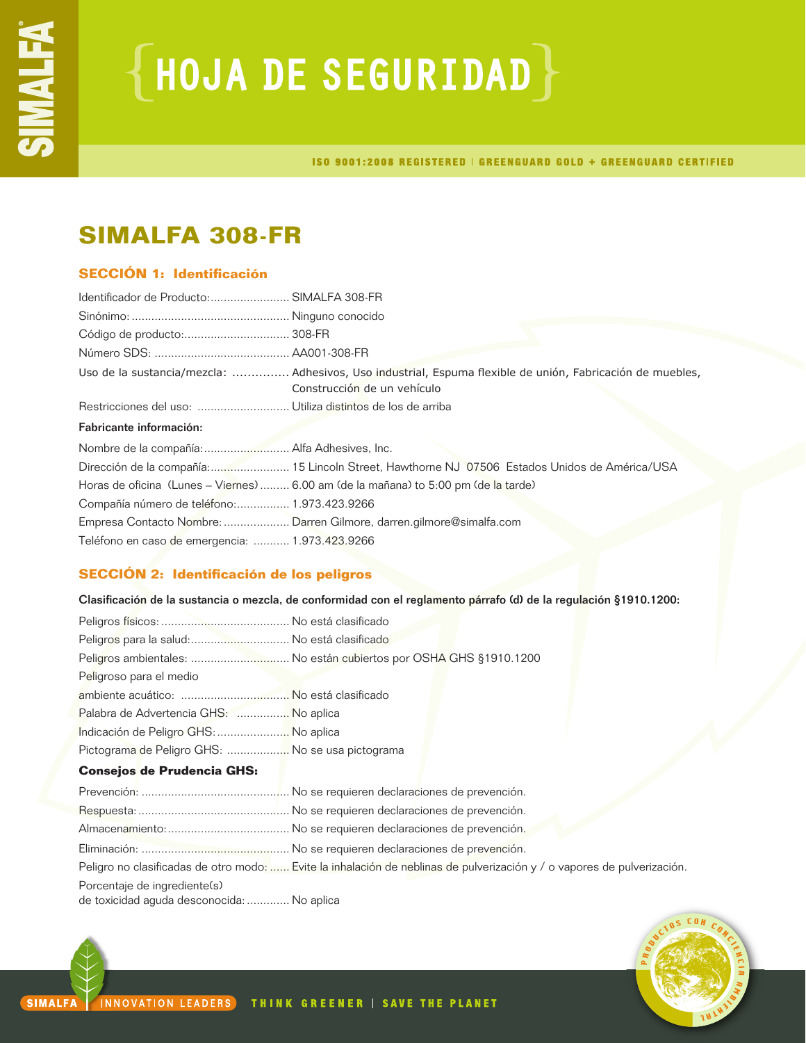# HOJA DE SEGURIDAD

ISO 9001:2008 REGISTERED | GREENGUARD GOLD + GREENGUARD CERTIFIED

## SIMALFA 308-FR

### SECCIÓN 1: Identificación

Identificador de Producto:........................ SIMALFA 308-FR
Sinónimo: ................................................ Ninguno conocido
Código de producto:................................ 308-FR
Número SDS: ......................................... AA001-308-FR
Uso de la sustancia/mezcla: .............. Adhesivos, Uso industrial, Espuma flexible de unión, Fabricación de muebles, Construcción de un vehículo
Restricciones del uso: ............................ Utiliza distintos de los de arriba

**Fabricante información:**

Nombre de la compañía:.......................... Alfa Adhesives, Inc.
Dirección de la compañía:........................ 15 Lincoln Street, Hawthorne NJ 07506 Estados Unidos de América/USA
Horas de oficina (Lunes – Viernes)......... 6.00 am (de la mañana) to 5:00 pm (de la tarde)
Compañía número de teléfono:................ 1.973.423.9266
Empresa Contacto Nombre: .................... Darren Gilmore, darren.gilmore@simalfa.com
Teléfono en caso de emergencia: ........... 1.973.423.9266

### SECCIÓN 2: Identificación de los peligros

**Clasificación de la sustancia o mezcla, de conformidad con el reglamento párrafo (d) de la regulación §1910.1200:**

Peligros físicos: ....................................... No está clasificado
Peligros para la salud:.............................. No está clasificado
Peligros ambientales: .............................. No están cubiertos por OSHA GHS §1910.1200
Peligroso para el medio ambiente acuático: ................................. No está clasificado
Palabra de Advertencia GHS: ................ No aplica
Indicación de Peligro GHS:...................... No aplica
Pictograma de Peligro GHS: ................... No se usa pictograma

**Consejos de Prudencia GHS:**

Prevención: ............................................. No se requieren declaraciones de prevención.
Respuesta:............................................... No se requieren declaraciones de prevención.
Almacenamiento:..................................... No se requieren declaraciones de prevención.
Eliminación: ............................................. No se requieren declaraciones de prevención.
Peligro no clasificadas de otro modo: ...... Evite la inhalación de neblinas de pulverización y / o vapores de pulverización.
Porcentaje de ingrediente(s) de toxicidad aguda desconocida: ............ No aplica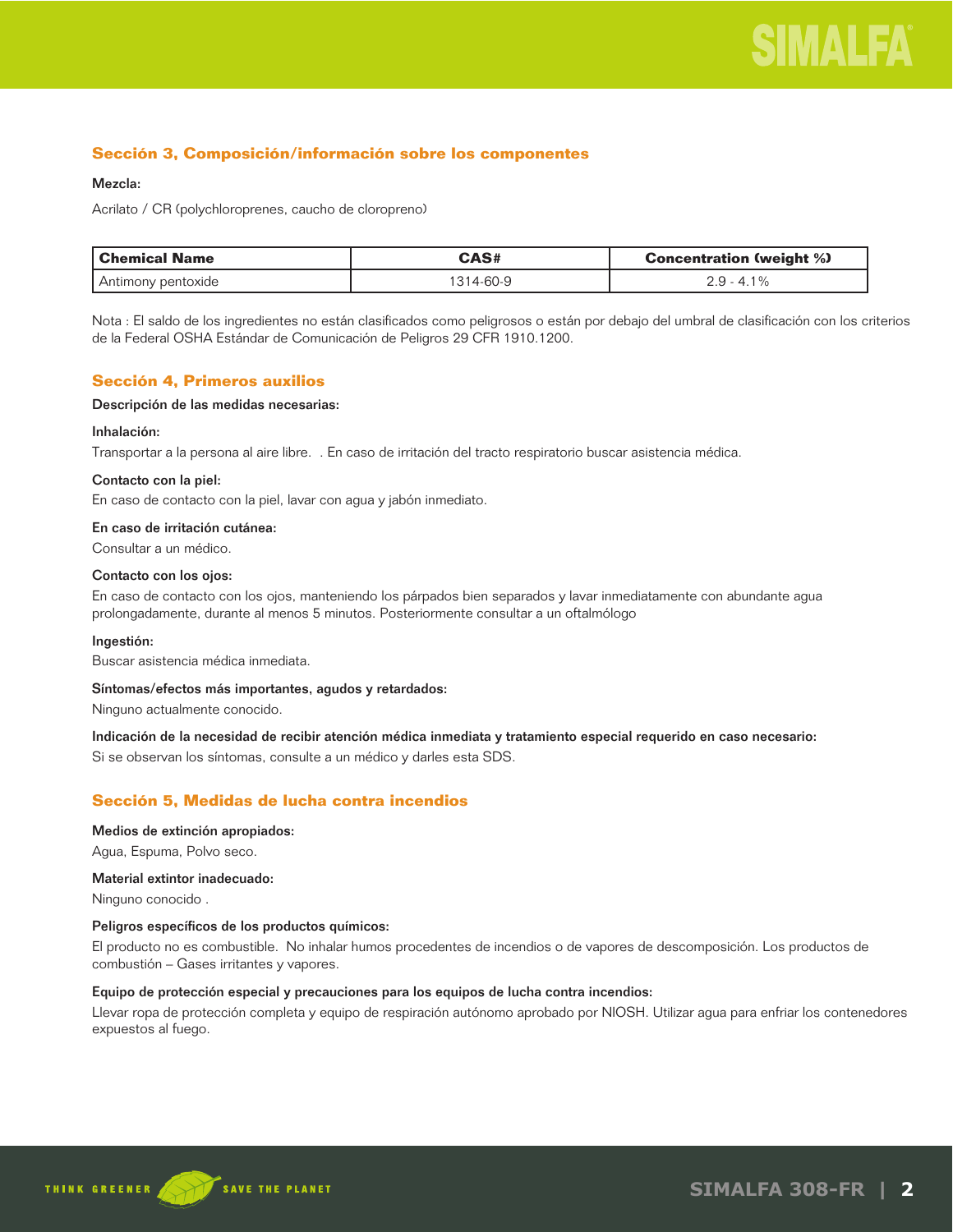## Sección 3, Composición/información sobre los componentes

**Mezcla:**

Acrilato / CR (polychloroprenes, caucho de cloropreno)

| Chemical Name | CAS# | Concentration (weight %) |
|---|---|---|
| Antimony pentoxide | 1314-60-9 | 2.9 - 4.1% |

Nota : El saldo de los ingredientes no están clasificados como peligrosos o están por debajo del umbral de clasificación con los criterios de la Federal OSHA Estándar de Comunicación de Peligros 29 CFR 1910.1200.

## Sección 4, Primeros auxilios

**Descripción de las medidas necesarias:**

**Inhalación:**

Transportar a la persona al aire libre.  . En caso de irritación del tracto respiratorio buscar asistencia médica.

**Contacto con la piel:**

En caso de contacto con la piel, lavar con agua y jabón inmediato.

**En caso de irritación cutánea:**

Consultar a un médico.

**Contacto con los ojos:**

En caso de contacto con los ojos, manteniendo los párpados bien separados y lavar inmediatamente con abundante agua prolongadamente, durante al menos 5 minutos. Posteriormente consultar a un oftalmólogo

**Ingestión:**

Buscar asistencia médica inmediata.

**Síntomas/efectos más importantes, agudos y retardados:**

Ninguno actualmente conocido.

**Indicación de la necesidad de recibir atención médica inmediata y tratamiento especial requerido en caso necesario:**

Si se observan los síntomas, consulte a un médico y darles esta SDS.

## Sección 5, Medidas de lucha contra incendios

**Medios de extinción apropiados:**

Agua, Espuma, Polvo seco.

**Material extintor inadecuado:**

Ninguno conocido .

**Peligros específicos de los productos químicos:**

El producto no es combustible.  No inhalar humos procedentes de incendios o de vapores de descomposición. Los productos de combustión – Gases irritantes y vapores.

**Equipo de protección especial y precauciones para los equipos de lucha contra incendios:**

Llevar ropa de protección completa y equipo de respiración autónomo aprobado por NIOSH. Utilizar agua para enfriar los contenedores expuestos al fuego.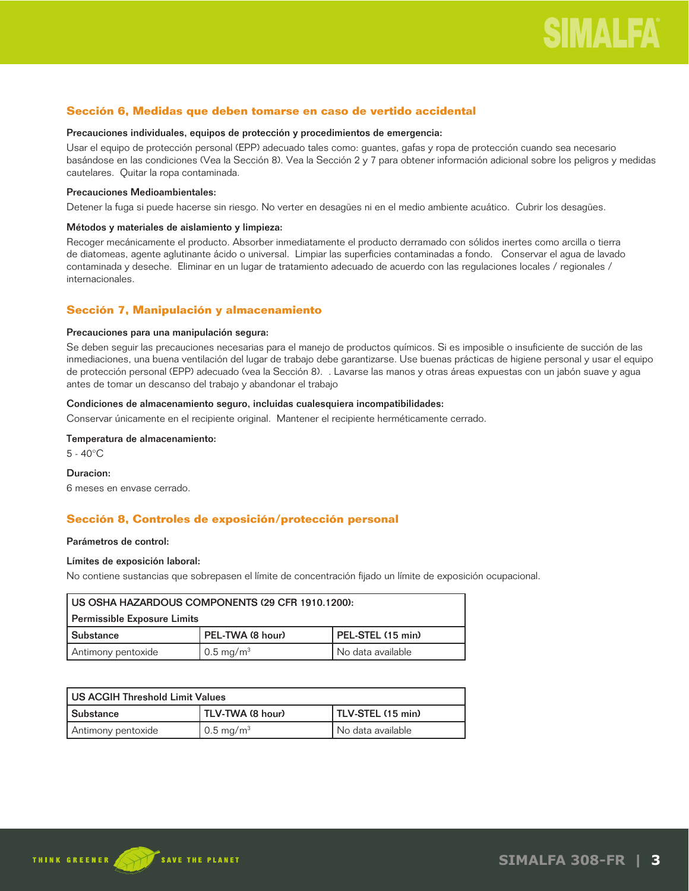## Sección 6, Medidas que deben tomarse en caso de vertido accidental

**Precauciones individuales, equipos de protección y procedimientos de emergencia:**

Usar el equipo de protección personal (EPP) adecuado tales como: guantes, gafas y ropa de protección cuando sea necesario basándose en las condiciones (Vea la Sección 8). Vea la Sección 2 y 7 para obtener información adicional sobre los peligros y medidas cautelares. Quitar la ropa contaminada.

**Precauciones Medioambientales:**

Detener la fuga si puede hacerse sin riesgo. No verter en desagües ni en el medio ambiente acuático. Cubrir los desagües.

**Métodos y materiales de aislamiento y limpieza:**

Recoger mecánicamente el producto. Absorber inmediatamente el producto derramado con sólidos inertes como arcilla o tierra de diatomeas, agente aglutinante ácido o universal. Limpiar las superficies contaminadas a fondo. Conservar el agua de lavado contaminada y deseche. Eliminar en un lugar de tratamiento adecuado de acuerdo con las regulaciones locales / regionales / internacionales.

## Sección 7, Manipulación y almacenamiento

**Precauciones para una manipulación segura:**

Se deben seguir las precauciones necesarias para el manejo de productos químicos. Si es imposible o insuficiente de succión de las inmediaciones, una buena ventilación del lugar de trabajo debe garantizarse. Use buenas prácticas de higiene personal y usar el equipo de protección personal (EPP) adecuado (vea la Sección 8). . Lavarse las manos y otras áreas expuestas con un jabón suave y agua antes de tomar un descanso del trabajo y abandonar el trabajo

**Condiciones de almacenamiento seguro, incluidas cualesquiera incompatibilidades:**

Conservar únicamente en el recipiente original. Mantener el recipiente herméticamente cerrado.

**Temperatura de almacenamiento:**

5 - 40°C

**Duracion:**

6 meses en envase cerrado.

## Sección 8, Controles de exposición/protección personal

**Parámetros de control:**

**Límites de exposición laboral:**

No contiene sustancias que sobrepasen el límite de concentración fijado un límite de exposición ocupacional.

| US OSHA HAZARDOUS COMPONENTS (29 CFR 1910.1200): Permissible Exposure Limits | | |
|---|---|---|
| Substance | PEL-TWA (8 hour) | PEL-STEL (15 min) |
| Antimony pentoxide | 0.5 mg/m$^3$ | No data available |

| US ACGIH Threshold Limit Values | | |
|---|---|---|
| Substance | TLV-TWA (8 hour) | TLV-STEL (15 min) |
| Antimony pentoxide | 0.5 mg/m$^3$ | No data available |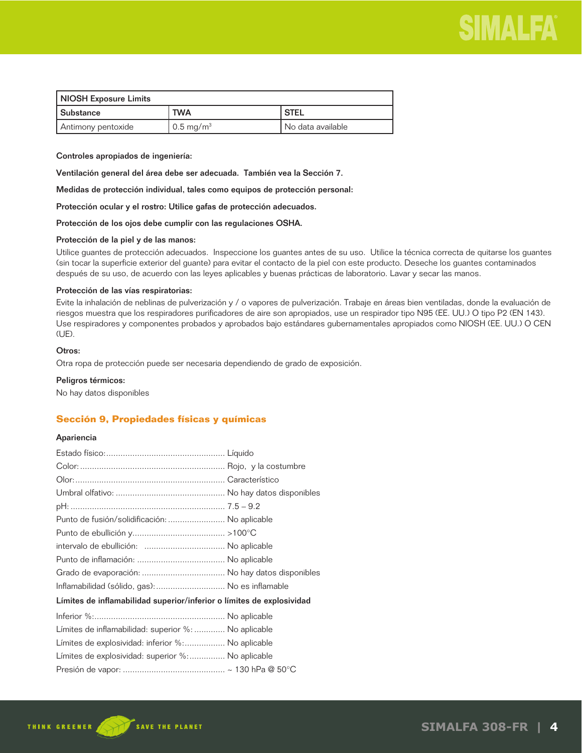| NIOSH Exposure Limits | | |
|---|---|---|
| Substance | TWA | STEL |
| Antimony pentoxide | 0.5 mg/m$^3$ | No data available |

**Controles apropiados de ingeniería:**

**Ventilación general del área debe ser adecuada. También vea la Sección 7.**

**Medidas de protección individual, tales como equipos de protección personal:**

**Protección ocular y el rostro: Utilice gafas de protección adecuados.**

**Protección de los ojos debe cumplir con las regulaciones OSHA.**

**Protección de la piel y de las manos:**

Utilice guantes de protección adecuados. Inspeccione los guantes antes de su uso. Utilice la técnica correcta de quitarse los guantes (sin tocar la superficie exterior del guante) para evitar el contacto de la piel con este producto. Deseche los guantes contaminados después de su uso, de acuerdo con las leyes aplicables y buenas prácticas de laboratorio. Lavar y secar las manos.

**Protección de las vías respiratorias:**

Evite la inhalación de neblinas de pulverización y / o vapores de pulverización. Trabaje en áreas bien ventiladas, donde la evaluación de riesgos muestra que los respiradores purificadores de aire son apropiados, use un respirador tipo N95 (EE. UU.) O tipo P2 (EN 143). Use respiradores y componentes probados y aprobados bajo estándares gubernamentales apropiados como NIOSH (EE. UU.) O CEN (UE).

**Otros:**

Otra ropa de protección puede ser necesaria dependiendo de grado de exposición.

**Peligros térmicos:**

No hay datos disponibles

## Sección 9, Propiedades físicas y químicas

**Apariencia**

Estado físico:.................................................. Líquido

Color:............................................................ Rojo, y la costumbre

Olor:.............................................................. Característico

Umbral olfativo: .............................................. No hay datos disponibles

pH:................................................................ 7.5 – 9.2

Punto de fusión/solidificación: ........................ No aplicable

Punto de ebullición y....................................... >100°C

intervalo de ebullición: ................................. No aplicable

Punto de inflamación: ..................................... No aplicable

Grado de evaporación: ................................... No hay datos disponibles

Inflamabilidad (sólido, gas):............................. No es inflamable

**Límites de inflamabilidad superior/inferior o límites de explosividad**

Inferior %:...................................................... No aplicable

Límites de inflamabilidad: superior %: ............ No aplicable

Límites de explosividad: inferior %:................. No aplicable

Límites de explosividad: superior %:............... No aplicable

Presión de vapor: ........................................... ~ 130 hPa @ 50°C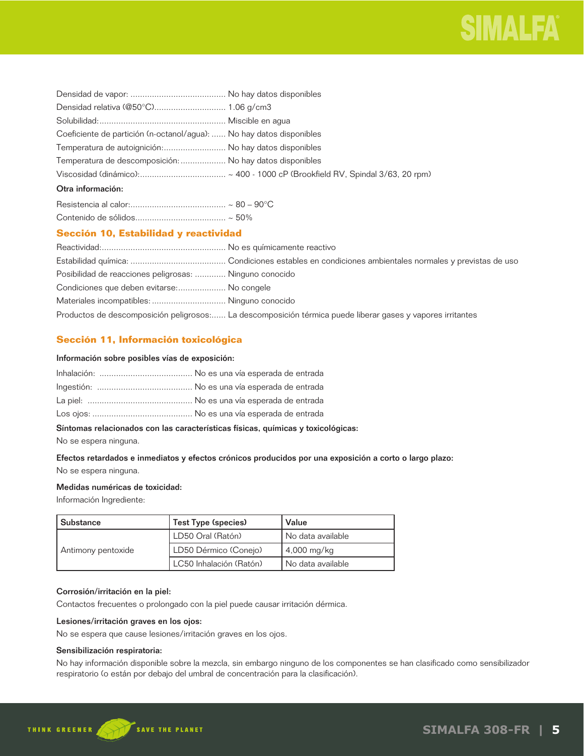Densidad de vapor: ........................................ No hay datos disponibles

Densidad relativa (@50°C).............................. 1.06 g/cm3

Solubilidad:.................................................... Miscible en agua

Coeficiente de partición (n-octanol/agua): ...... No hay datos disponibles

Temperatura de autoignición:.......................... No hay datos disponibles

Temperatura de descomposición:.................. No hay datos disponibles

Viscosidad (dinámico):.................................... ~ 400 - 1000 cP (Brookfield RV, Spindal 3/63, 20 rpm)

**Otra información:**

Resistencia al calor:........................................ ~ 80 – 90°C

Contenido de sólidos...................................... ~ 50%

## Sección 10, Estabilidad y reactividad

Reactividad:................................................... No es químicamente reactivo

Estabilidad química: ........................................ Condiciones estables en condiciones ambientales normales y previstas de uso

Posibilidad de reacciones peligrosas: ............. Ninguno conocido

Condiciones que deben evitarse:.................... No congele

Materiales incompatibles: ............................... Ninguno conocido

Productos de descomposición peligrosos:...... La descomposición térmica puede liberar gases y vapores irritantes

## Sección 11, Información toxicológica

**Información sobre posibles vías de exposición:**

Inhalación: ....................................... No es una vía esperada de entrada

Ingestión: ........................................ No es una vía esperada de entrada

La piel: ............................................ No es una vía esperada de entrada

Los ojos: .......................................... No es una vía esperada de entrada

**Síntomas relacionados con las características físicas, químicas y toxicológicas:**

No se espera ninguna.

**Efectos retardados e inmediatos y efectos crónicos producidos por una exposición a corto o largo plazo:**

No se espera ninguna.

**Medidas numéricas de toxicidad:**

Información Ingrediente:

| Substance | Test Type (species) | Value |
|---|---|---|
| Antimony pentoxide | LD50 Oral (Ratón) | No data available |
| | LD50 Dérmico (Conejo) | 4,000 mg/kg |
| | LC50 Inhalación (Ratón) | No data available |

**Corrosión/irritación en la piel:**

Contactos frecuentes o prolongado con la piel puede causar irritación dérmica.

**Lesiones/irritación graves en los ojos:**

No se espera que cause lesiones/irritación graves en los ojos.

**Sensibilización respiratoria:**

No hay información disponible sobre la mezcla, sin embargo ninguno de los componentes se han clasificado como sensibilizador respiratorio (o están por debajo del umbral de concentración para la clasificación).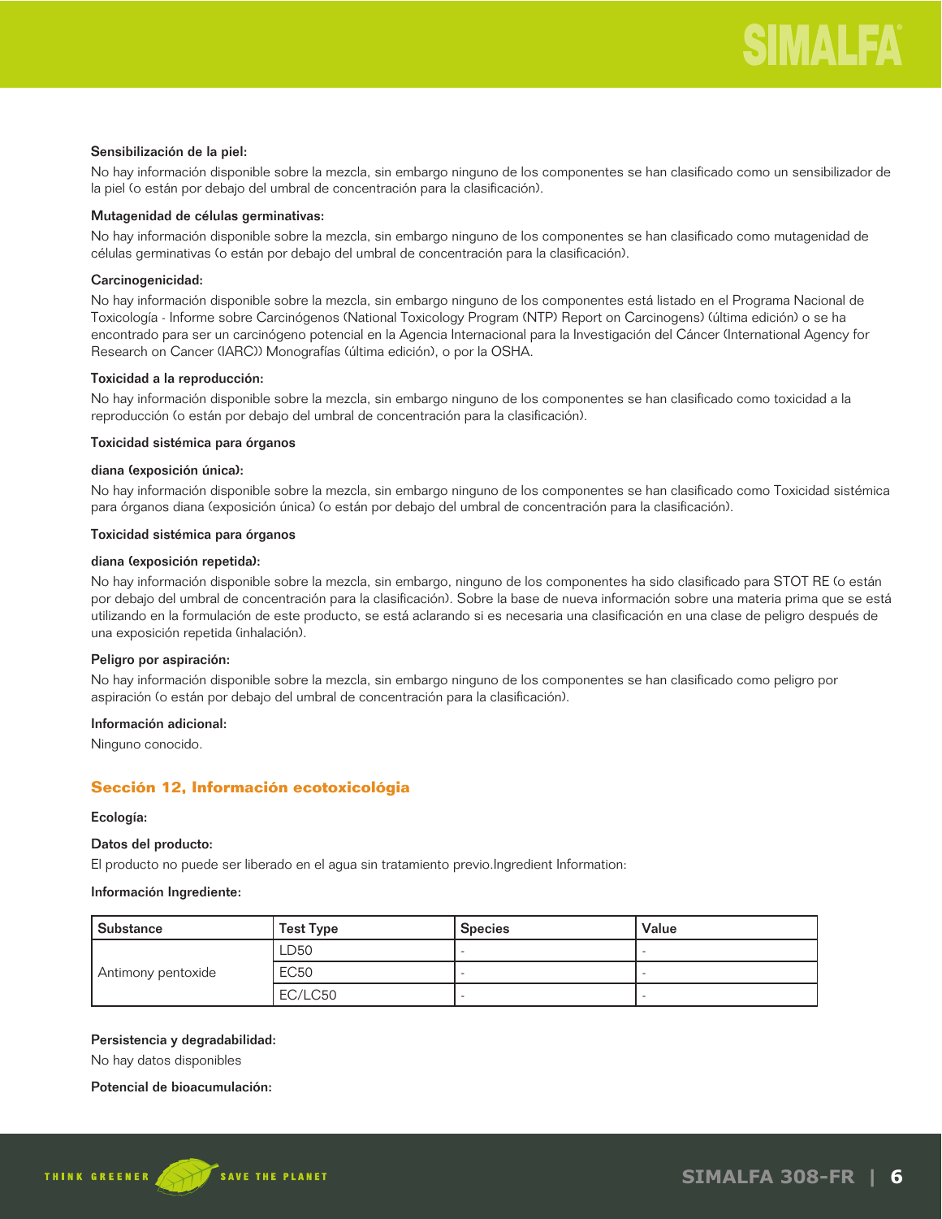**Sensibilización de la piel:**

No hay información disponible sobre la mezcla, sin embargo ninguno de los componentes se han clasificado como un sensibilizador de la piel (o están por debajo del umbral de concentración para la clasificación).

**Mutagenidad de células germinativas:**

No hay información disponible sobre la mezcla, sin embargo ninguno de los componentes se han clasificado como mutagenidad de células germinativas (o están por debajo del umbral de concentración para la clasificación).

**Carcinogenicidad:**

No hay información disponible sobre la mezcla, sin embargo ninguno de los componentes está listado en el Programa Nacional de Toxicología - Informe sobre Carcinógenos (National Toxicology Program (NTP) Report on Carcinogens) (última edición) o se ha encontrado para ser un carcinógeno potencial en la Agencia Internacional para la Investigación del Cáncer (International Agency for Research on Cancer (IARC)) Monografías (última edición), o por la OSHA.

**Toxicidad a la reproducción:**

No hay información disponible sobre la mezcla, sin embargo ninguno de los componentes se han clasificado como toxicidad a la reproducción (o están por debajo del umbral de concentración para la clasificación).

**Toxicidad sistémica para órganos**

**diana (exposición única):**

No hay información disponible sobre la mezcla, sin embargo ninguno de los componentes se han clasificado como Toxicidad sistémica para órganos diana (exposición única) (o están por debajo del umbral de concentración para la clasificación).

**Toxicidad sistémica para órganos**

**diana (exposición repetida):**

No hay información disponible sobre la mezcla, sin embargo, ninguno de los componentes ha sido clasificado para STOT RE (o están por debajo del umbral de concentración para la clasificación). Sobre la base de nueva información sobre una materia prima que se está utilizando en la formulación de este producto, se está aclarando si es necesaria una clasificación en una clase de peligro después de una exposición repetida (inhalación).

**Peligro por aspiración:**

No hay información disponible sobre la mezcla, sin embargo ninguno de los componentes se han clasificado como peligro por aspiración (o están por debajo del umbral de concentración para la clasificación).

**Información adicional:**

Ninguno conocido.

## Sección 12, Información ecotoxicológia

**Ecología:**

**Datos del producto:**

El producto no puede ser liberado en el agua sin tratamiento previo.Ingredient Information:

**Información Ingrediente:**

| Substance | Test Type | Species | Value |
|---|---|---|---|
| Antimony pentoxide | LD50 | - | - |
| | EC50 | - | - |
| | EC/LC50 | - | - |

**Persistencia y degradabilidad:**

No hay datos disponibles

**Potencial de bioacumulación:**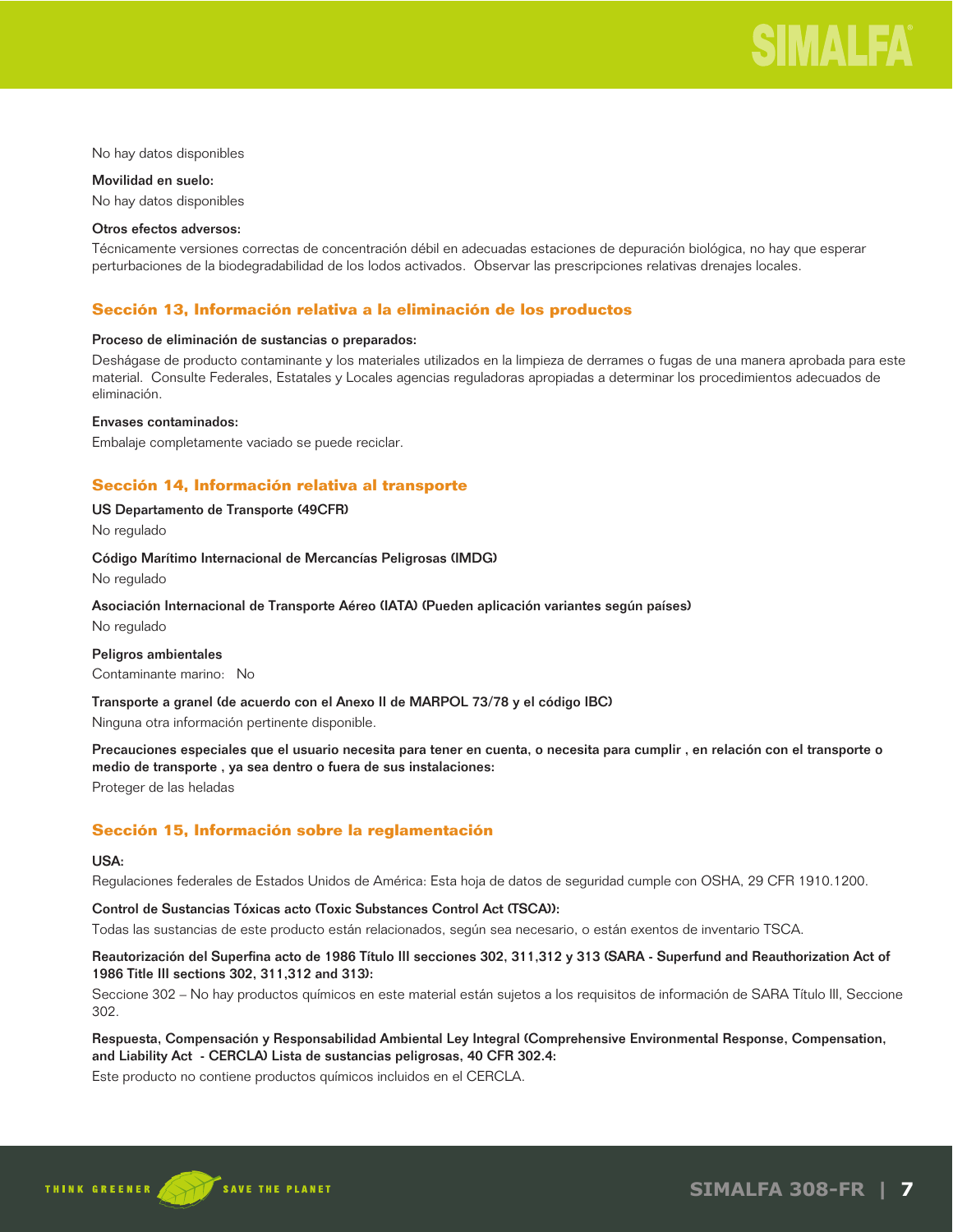No hay datos disponibles

**Movilidad en suelo:**

No hay datos disponibles

**Otros efectos adversos:**

Técnicamente versiones correctas de concentración débil en adecuadas estaciones de depuración biológica, no hay que esperar perturbaciones de la biodegradabilidad de los lodos activados. Observar las prescripciones relativas drenajes locales.

## Sección 13, Información relativa a la eliminación de los productos

**Proceso de eliminación de sustancias o preparados:**

Deshágase de producto contaminante y los materiales utilizados en la limpieza de derrames o fugas de una manera aprobada para este material. Consulte Federales, Estatales y Locales agencias reguladoras apropiadas a determinar los procedimientos adecuados de eliminación.

**Envases contaminados:**

Embalaje completamente vaciado se puede reciclar.

## Sección 14, Información relativa al transporte

**US Departamento de Transporte (49CFR)**

No regulado

**Código Marítimo Internacional de Mercancías Peligrosas (IMDG)**

No regulado

**Asociación Internacional de Transporte Aéreo (IATA) (Pueden aplicación variantes según países)**

No regulado

**Peligros ambientales**

Contaminante marino: No

**Transporte a granel (de acuerdo con el Anexo II de MARPOL 73/78 y el código IBC)**

Ninguna otra información pertinente disponible.

**Precauciones especiales que el usuario necesita para tener en cuenta, o necesita para cumplir , en relación con el transporte o medio de transporte , ya sea dentro o fuera de sus instalaciones:**

Proteger de las heladas

## Sección 15, Información sobre la reglamentación

**USA:**

Regulaciones federales de Estados Unidos de América: Esta hoja de datos de seguridad cumple con OSHA, 29 CFR 1910.1200.

**Control de Sustancias Tóxicas acto (Toxic Substances Control Act (TSCA)):**

Todas las sustancias de este producto están relacionados, según sea necesario, o están exentos de inventario TSCA.

**Reautorización del Superfina acto de 1986 Título III secciones 302, 311,312 y 313 (SARA - Superfund and Reauthorization Act of 1986 Title III sections 302, 311,312 and 313):**

Seccione 302 – No hay productos químicos en este material están sujetos a los requisitos de información de SARA Título III, Seccione 302.

**Respuesta, Compensación y Responsabilidad Ambiental Ley Integral (Comprehensive Environmental Response, Compensation, and Liability Act - CERCLA) Lista de sustancias peligrosas, 40 CFR 302.4:**

Este producto no contiene productos químicos incluidos en el CERCLA.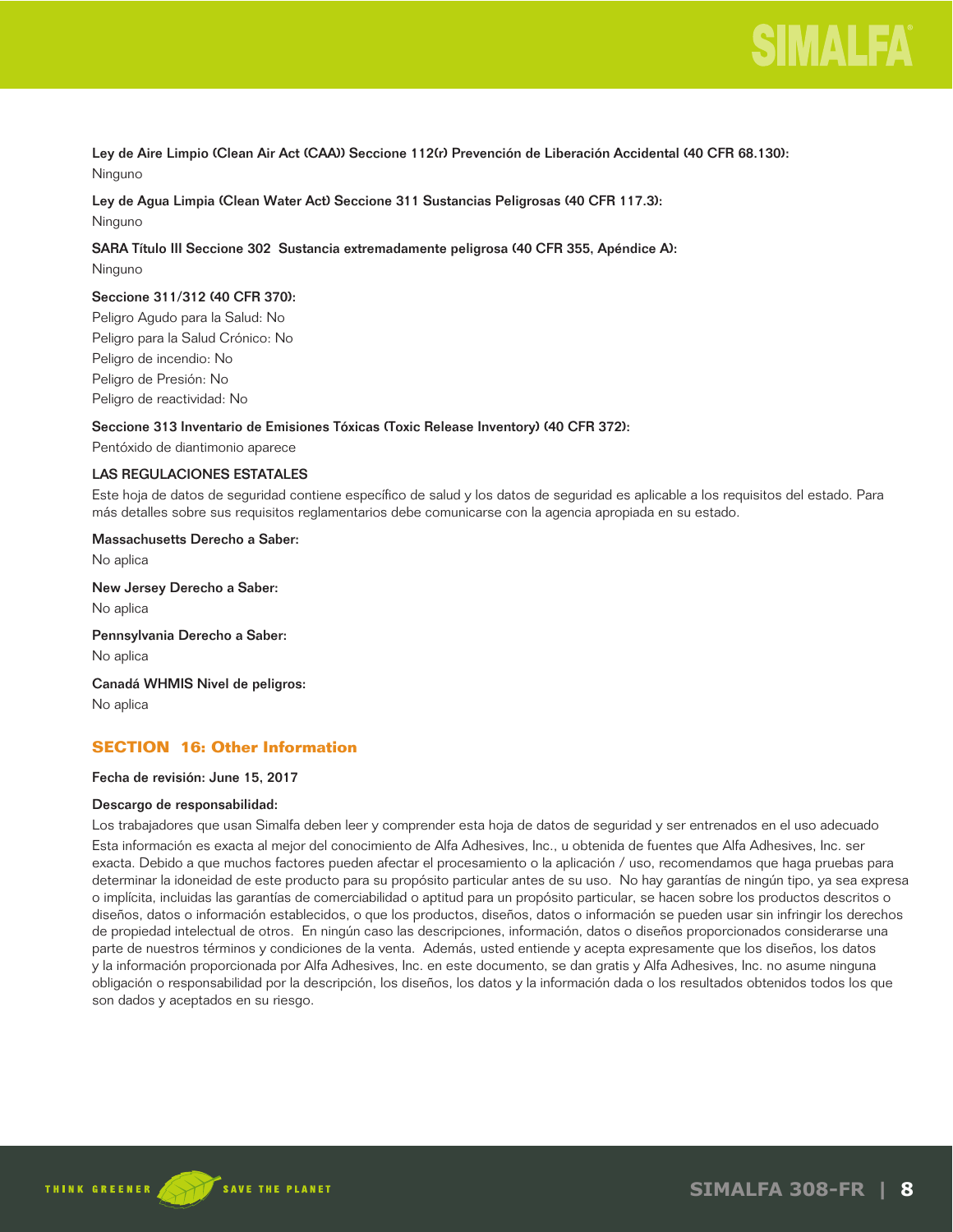**Ley de Aire Limpio (Clean Air Act (CAA)) Seccione 112(r) Prevención de Liberación Accidental (40 CFR 68.130):**

Ninguno

**Ley de Agua Limpia (Clean Water Act) Seccione 311 Sustancias Peligrosas (40 CFR 117.3):**

Ninguno

**SARA Título III Seccione 302 Sustancia extremadamente peligrosa (40 CFR 355, Apéndice A):**

Ninguno

**Seccione 311/312 (40 CFR 370):**

Peligro Agudo para la Salud: No
Peligro para la Salud Crónico: No
Peligro de incendio: No
Peligro de Presión: No
Peligro de reactividad: No

**Seccione 313 Inventario de Emisiones Tóxicas (Toxic Release Inventory) (40 CFR 372):**

Pentóxido de diantimonio aparece

**LAS REGULACIONES ESTATALES**

Este hoja de datos de seguridad contiene específico de salud y los datos de seguridad es aplicable a los requisitos del estado. Para más detalles sobre sus requisitos reglamentarios debe comunicarse con la agencia apropiada en su estado.

**Massachusetts Derecho a Saber:**

No aplica

**New Jersey Derecho a Saber:**

No aplica

**Pennsylvania Derecho a Saber:**

No aplica

**Canadá WHMIS Nivel de peligros:**

No aplica

## SECTION 16: Other Information

**Fecha de revisión: June 15, 2017**

**Descargo de responsabilidad:**

Los trabajadores que usan Simalfa deben leer y comprender esta hoja de datos de seguridad y ser entrenados en el uso adecuado
Esta información es exacta al mejor del conocimiento de Alfa Adhesives, Inc., u obtenida de fuentes que Alfa Adhesives, Inc. ser exacta. Debido a que muchos factores pueden afectar el procesamiento o la aplicación / uso, recomendamos que haga pruebas para determinar la idoneidad de este producto para su propósito particular antes de su uso. No hay garantías de ningún tipo, ya sea expresa o implícita, incluidas las garantías de comerciabilidad o aptitud para un propósito particular, se hacen sobre los productos descritos o diseños, datos o información establecidos, o que los productos, diseños, datos o información se pueden usar sin infringir los derechos de propiedad intelectual de otros. En ningún caso las descripciones, información, datos o diseños proporcionados considerarse una parte de nuestros términos y condiciones de la venta. Además, usted entiende y acepta expresamente que los diseños, los datos y la información proporcionada por Alfa Adhesives, Inc. en este documento, se dan gratis y Alfa Adhesives, Inc. no asume ninguna obligación o responsabilidad por la descripción, los diseños, los datos y la información dada o los resultados obtenidos todos los que son dados y aceptados en su riesgo.